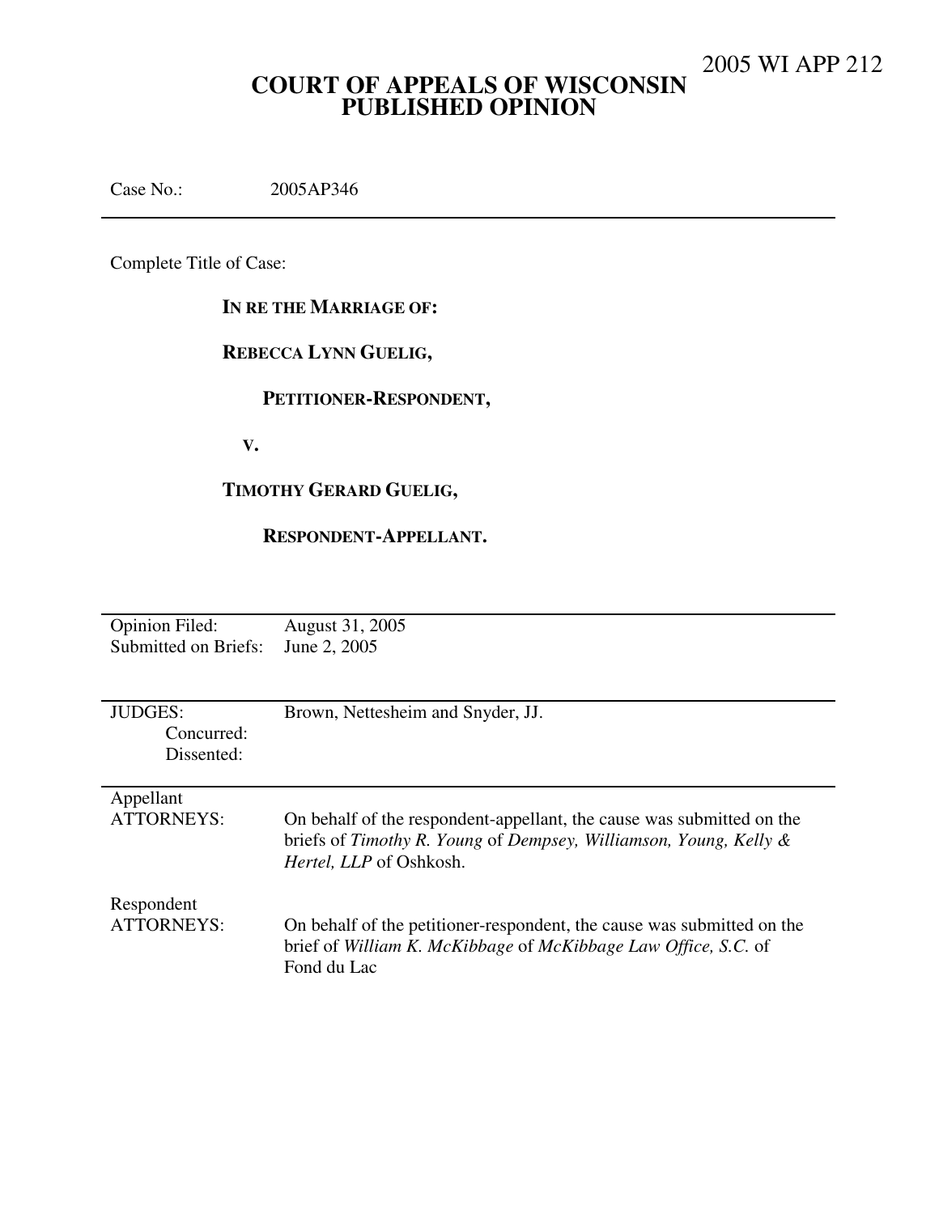2005 WI APP 212

# COURT OF APPEALS OF WISCONSIN PUBLISHED OPINION

Case No.: 2005AP346

---

Complete Title of Case:

**IN RE THE MARRIAGE OF:**

**REBECCA LYNN GUELIG,**

**PETITIONER-RESPONDENT,**

**V.**

**TIMOTHY GERARD GUELIG,**

**RESPONDENT-APPELLANT.**

---

| | |
|---|---|
| Opinion Filed: | August 31, 2005 |
| Submitted on Briefs: | June 2, 2005 |

---

| | |
|---|---|
| JUDGES: | Brown, Nettesheim and Snyder, JJ. |
| Concurred: | |
| Dissented: | |

---

| | |
|---|---|
| Appellant ATTORNEYS: | On behalf of the respondent-appellant, the cause was submitted on the briefs of *Timothy R. Young* of *Dempsey, Williamson, Young, Kelly & Hertel, LLP* of Oshkosh. |
| Respondent ATTORNEYS: | On behalf of the petitioner-respondent, the cause was submitted on the brief of *William K. McKibbage* of *McKibbage Law Office, S.C.* of Fond du Lac |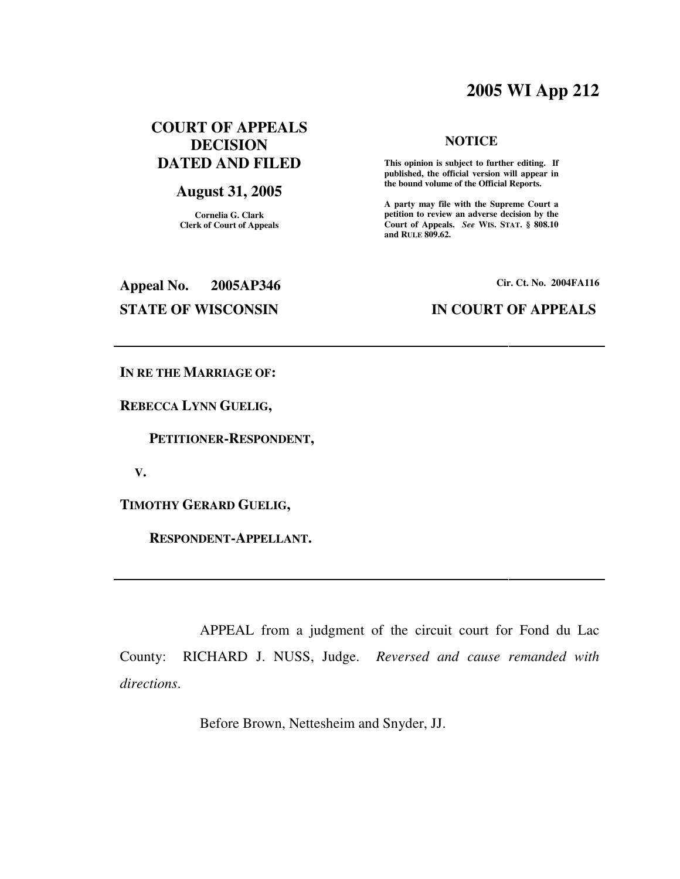# 2005 WI App 212

## COURT OF APPEALS DECISION DATED AND FILED

**August 31, 2005**

Cornelia G. Clark
Clerk of Court of Appeals

**NOTICE**

**This opinion is subject to further editing. If published, the official version will appear in the bound volume of the Official Reports.**

**A party may file with the Supreme Court a petition to review an adverse decision by the Court of Appeals.** ***See*** **WIS. STAT. § 808.10 and RULE 809.62.**

**Appeal No. 2005AP346**

**Cir. Ct. No. 2004FA116**

**STATE OF WISCONSIN**

**IN COURT OF APPEALS**

---

**IN RE THE MARRIAGE OF:**

**REBECCA LYNN GUELIG,**

**PETITIONER-RESPONDENT,**

**V.**

**TIMOTHY GERARD GUELIG,**

**RESPONDENT-APPELLANT.**

---

APPEAL from a judgment of the circuit court for Fond du Lac County: RICHARD J. NUSS, Judge. *Reversed and cause remanded with directions.*

Before Brown, Nettesheim and Snyder, JJ.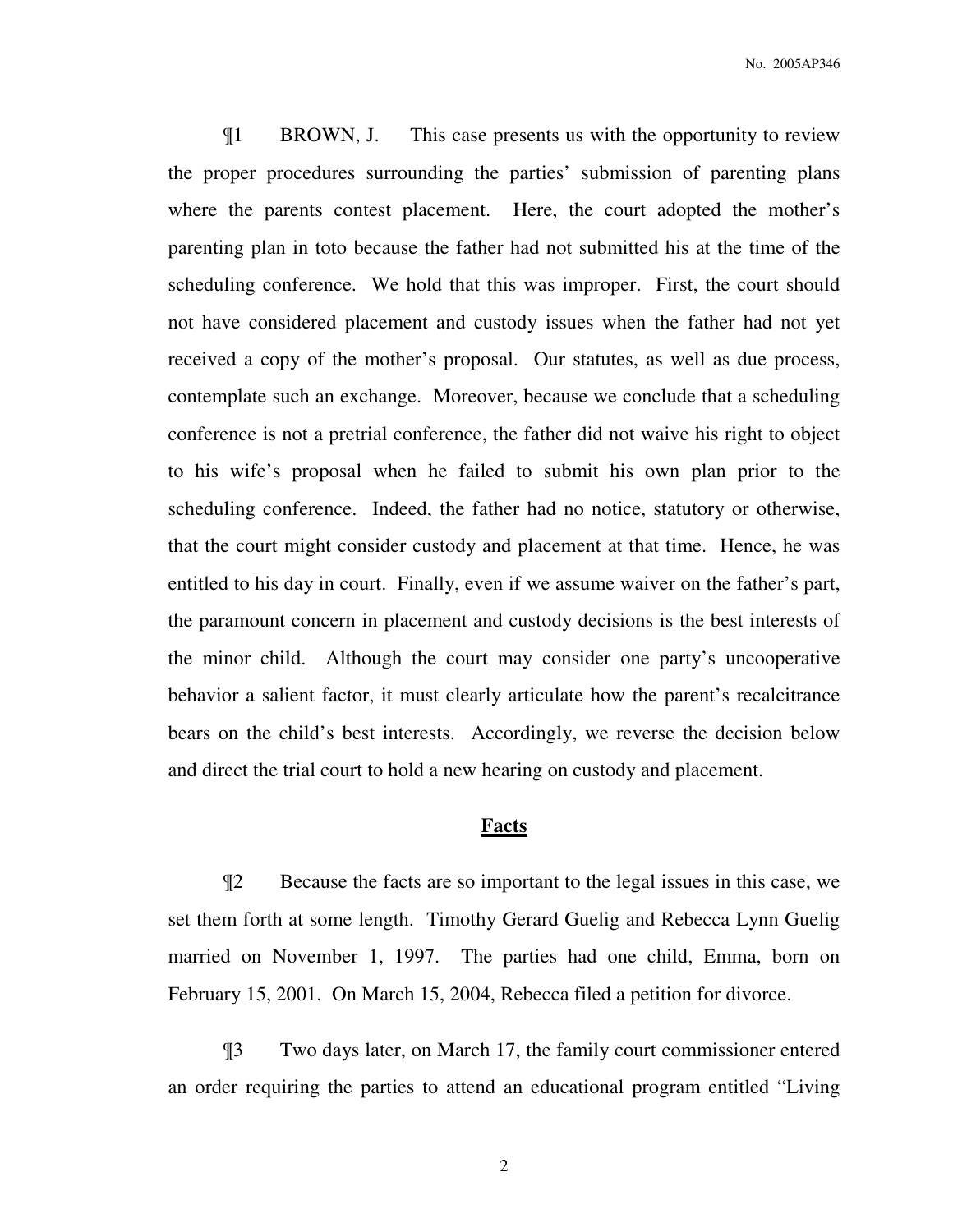¶1 BROWN, J. This case presents us with the opportunity to review the proper procedures surrounding the parties' submission of parenting plans where the parents contest placement. Here, the court adopted the mother's parenting plan in toto because the father had not submitted his at the time of the scheduling conference. We hold that this was improper. First, the court should not have considered placement and custody issues when the father had not yet received a copy of the mother's proposal. Our statutes, as well as due process, contemplate such an exchange. Moreover, because we conclude that a scheduling conference is not a pretrial conference, the father did not waive his right to object to his wife's proposal when he failed to submit his own plan prior to the scheduling conference. Indeed, the father had no notice, statutory or otherwise, that the court might consider custody and placement at that time. Hence, he was entitled to his day in court. Finally, even if we assume waiver on the father's part, the paramount concern in placement and custody decisions is the best interests of the minor child. Although the court may consider one party's uncooperative behavior a salient factor, it must clearly articulate how the parent's recalcitrance bears on the child's best interests. Accordingly, we reverse the decision below and direct the trial court to hold a new hearing on custody and placement.

## **Facts**

¶2 Because the facts are so important to the legal issues in this case, we set them forth at some length. Timothy Gerard Guelig and Rebecca Lynn Guelig married on November 1, 1997. The parties had one child, Emma, born on February 15, 2001. On March 15, 2004, Rebecca filed a petition for divorce.

¶3 Two days later, on March 17, the family court commissioner entered an order requiring the parties to attend an educational program entitled "Living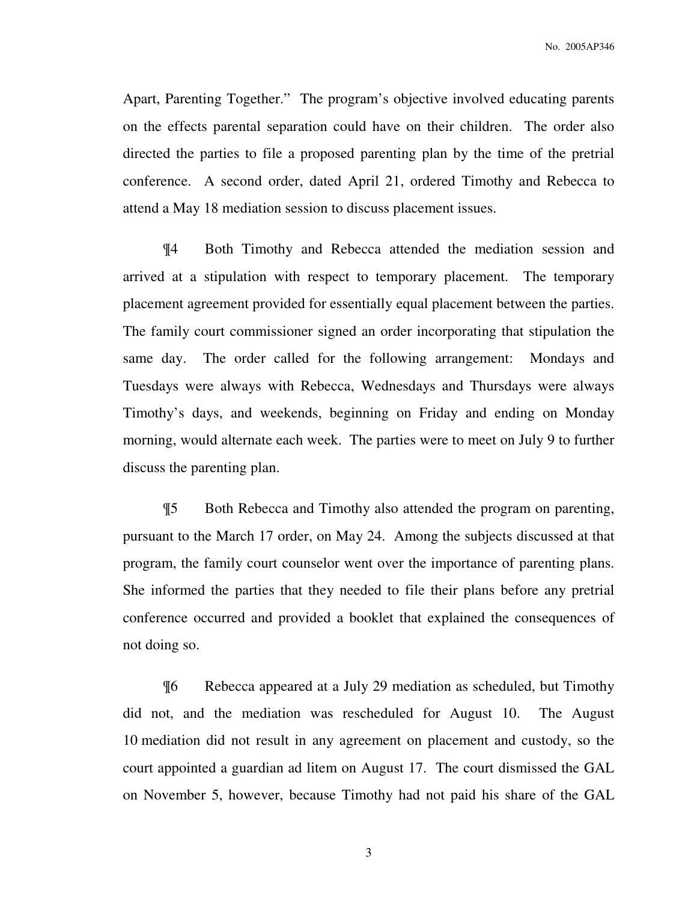Apart, Parenting Together." The program's objective involved educating parents on the effects parental separation could have on their children. The order also directed the parties to file a proposed parenting plan by the time of the pretrial conference. A second order, dated April 21, ordered Timothy and Rebecca to attend a May 18 mediation session to discuss placement issues.

¶4 Both Timothy and Rebecca attended the mediation session and arrived at a stipulation with respect to temporary placement. The temporary placement agreement provided for essentially equal placement between the parties. The family court commissioner signed an order incorporating that stipulation the same day. The order called for the following arrangement: Mondays and Tuesdays were always with Rebecca, Wednesdays and Thursdays were always Timothy's days, and weekends, beginning on Friday and ending on Monday morning, would alternate each week. The parties were to meet on July 9 to further discuss the parenting plan.

¶5 Both Rebecca and Timothy also attended the program on parenting, pursuant to the March 17 order, on May 24. Among the subjects discussed at that program, the family court counselor went over the importance of parenting plans. She informed the parties that they needed to file their plans before any pretrial conference occurred and provided a booklet that explained the consequences of not doing so.

¶6 Rebecca appeared at a July 29 mediation as scheduled, but Timothy did not, and the mediation was rescheduled for August 10. The August 10 mediation did not result in any agreement on placement and custody, so the court appointed a guardian ad litem on August 17. The court dismissed the GAL on November 5, however, because Timothy had not paid his share of the GAL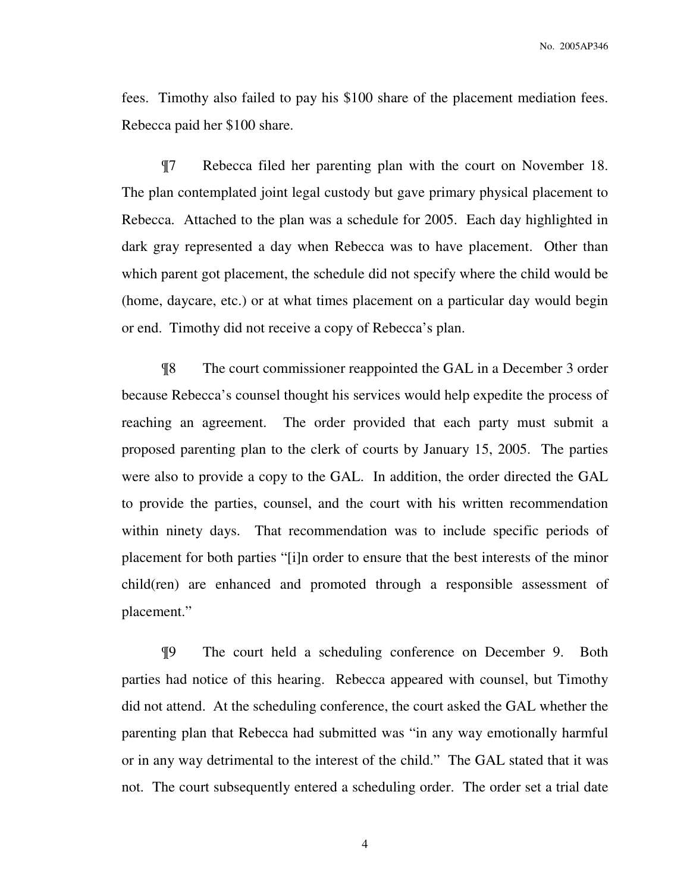fees. Timothy also failed to pay his $100 share of the placement mediation fees. Rebecca paid her $100 share.

¶7 Rebecca filed her parenting plan with the court on November 18. The plan contemplated joint legal custody but gave primary physical placement to Rebecca. Attached to the plan was a schedule for 2005. Each day highlighted in dark gray represented a day when Rebecca was to have placement. Other than which parent got placement, the schedule did not specify where the child would be (home, daycare, etc.) or at what times placement on a particular day would begin or end. Timothy did not receive a copy of Rebecca's plan.

¶8 The court commissioner reappointed the GAL in a December 3 order because Rebecca's counsel thought his services would help expedite the process of reaching an agreement. The order provided that each party must submit a proposed parenting plan to the clerk of courts by January 15, 2005. The parties were also to provide a copy to the GAL. In addition, the order directed the GAL to provide the parties, counsel, and the court with his written recommendation within ninety days. That recommendation was to include specific periods of placement for both parties "[i]n order to ensure that the best interests of the minor child(ren) are enhanced and promoted through a responsible assessment of placement."

¶9 The court held a scheduling conference on December 9. Both parties had notice of this hearing. Rebecca appeared with counsel, but Timothy did not attend. At the scheduling conference, the court asked the GAL whether the parenting plan that Rebecca had submitted was "in any way emotionally harmful or in any way detrimental to the interest of the child." The GAL stated that it was not. The court subsequently entered a scheduling order. The order set a trial date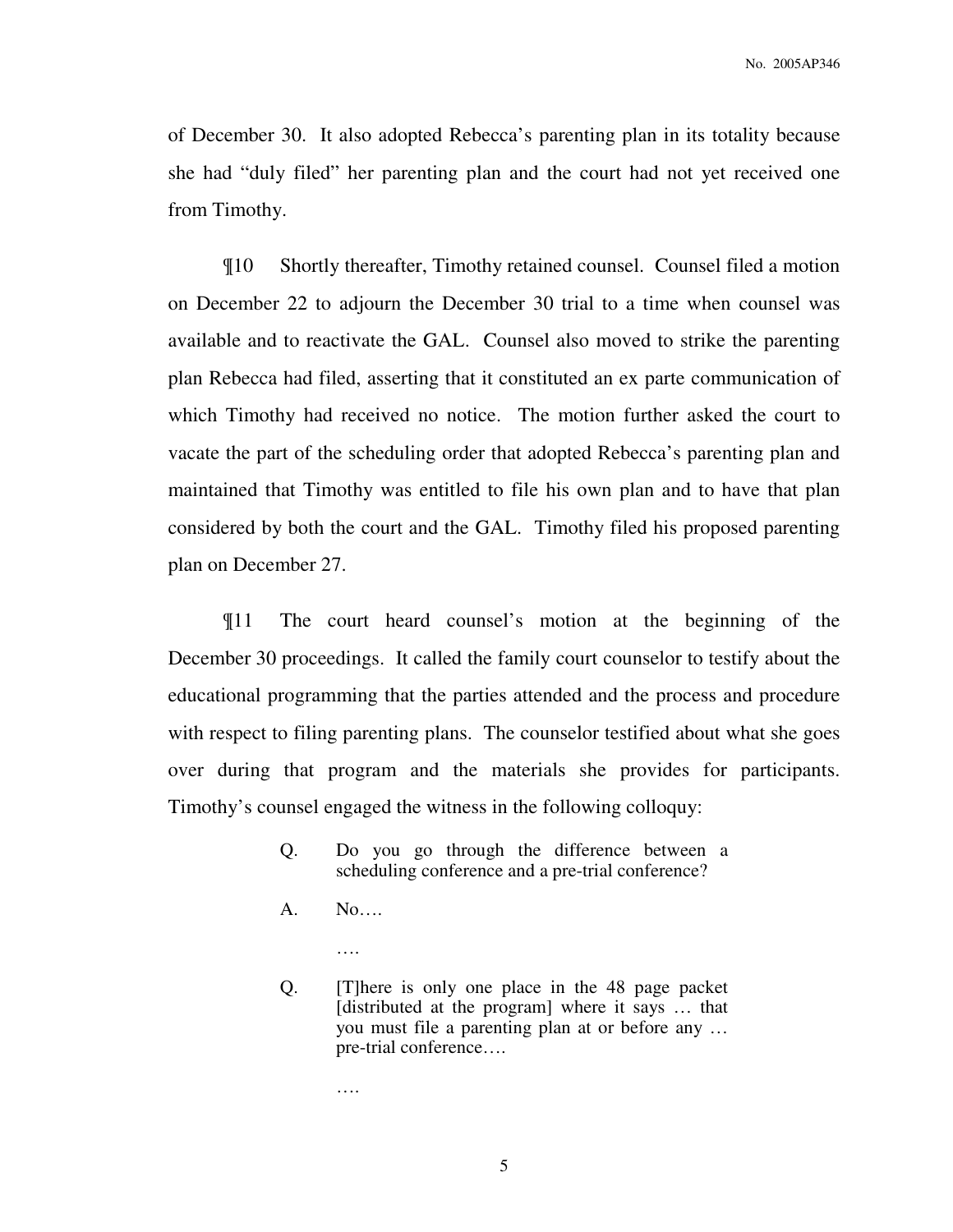of December 30. It also adopted Rebecca's parenting plan in its totality because she had "duly filed" her parenting plan and the court had not yet received one from Timothy.

¶10 Shortly thereafter, Timothy retained counsel. Counsel filed a motion on December 22 to adjourn the December 30 trial to a time when counsel was available and to reactivate the GAL. Counsel also moved to strike the parenting plan Rebecca had filed, asserting that it constituted an ex parte communication of which Timothy had received no notice. The motion further asked the court to vacate the part of the scheduling order that adopted Rebecca's parenting plan and maintained that Timothy was entitled to file his own plan and to have that plan considered by both the court and the GAL. Timothy filed his proposed parenting plan on December 27.

¶11 The court heard counsel's motion at the beginning of the December 30 proceedings. It called the family court counselor to testify about the educational programming that the parties attended and the process and procedure with respect to filing parenting plans. The counselor testified about what she goes over during that program and the materials she provides for participants. Timothy's counsel engaged the witness in the following colloquy:

> Q. Do you go through the difference between a scheduling conference and a pre-trial conference?
>
> A. No….
>
> ….
>
> Q. [T]here is only one place in the 48 page packet [distributed at the program] where it says … that you must file a parenting plan at or before any … pre-trial conference….
>
> ….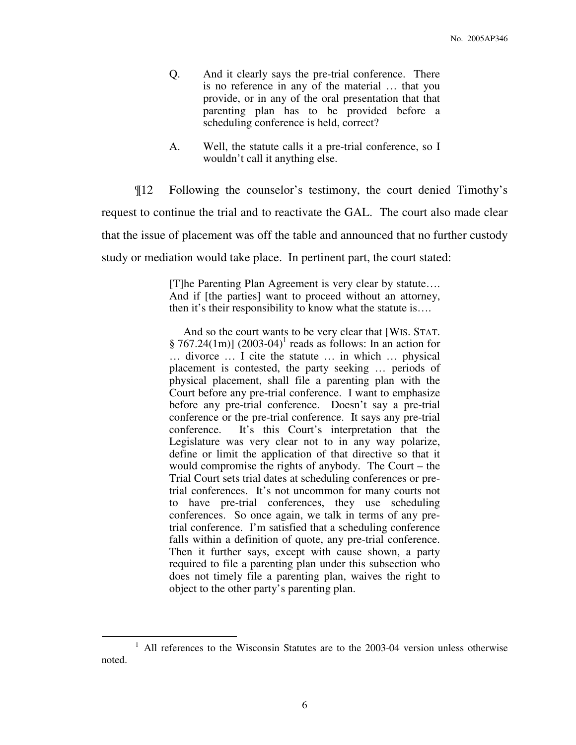> Q. And it clearly says the pre-trial conference. There is no reference in any of the material … that you provide, or in any of the oral presentation that that parenting plan has to be provided before a scheduling conference is held, correct?
>
> A. Well, the statute calls it a pre-trial conference, so I wouldn't call it anything else.

¶12 Following the counselor's testimony, the court denied Timothy's request to continue the trial and to reactivate the GAL. The court also made clear that the issue of placement was off the table and announced that no further custody study or mediation would take place. In pertinent part, the court stated:

> [T]he Parenting Plan Agreement is very clear by statute…. And if [the parties] want to proceed without an attorney, then it's their responsibility to know what the statute is….
>
> And so the court wants to be very clear that [WIS. STAT. § 767.24(1m)] (2003-04)[1] reads as follows: In an action for … divorce … I cite the statute … in which … physical placement is contested, the party seeking … periods of physical placement, shall file a parenting plan with the Court before any pre-trial conference. I want to emphasize before any pre-trial conference. Doesn't say a pre-trial conference or the pre-trial conference. It says any pre-trial conference. It's this Court's interpretation that the Legislature was very clear not to in any way polarize, define or limit the application of that directive so that it would compromise the rights of anybody. The Court – the Trial Court sets trial dates at scheduling conferences or pre-trial conferences. It's not uncommon for many courts not to have pre-trial conferences, they use scheduling conferences. So once again, we talk in terms of any pre-trial conference. I'm satisfied that a scheduling conference falls within a definition of quote, any pre-trial conference. Then it further says, except with cause shown, a party required to file a parenting plan under this subsection who does not timely file a parenting plan, waives the right to object to the other party's parenting plan.

---

[1] All references to the Wisconsin Statutes are to the 2003-04 version unless otherwise noted.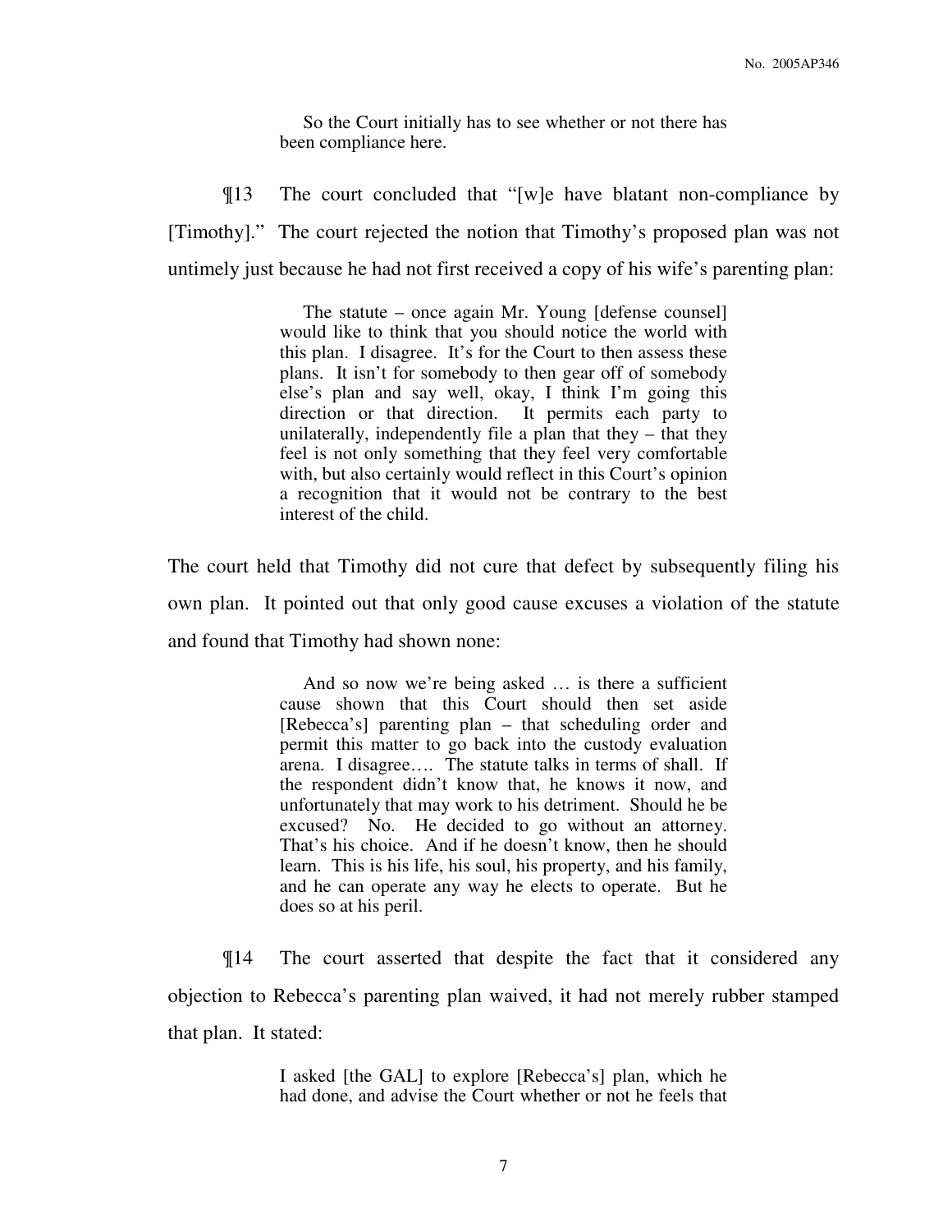> So the Court initially has to see whether or not there has been compliance here.

¶13 The court concluded that "[w]e have blatant non-compliance by [Timothy]." The court rejected the notion that Timothy's proposed plan was not untimely just because he had not first received a copy of his wife's parenting plan:

> The statute – once again Mr. Young [defense counsel] would like to think that you should notice the world with this plan. I disagree. It's for the Court to then assess these plans. It isn't for somebody to then gear off of somebody else's plan and say well, okay, I think I'm going this direction or that direction. It permits each party to unilaterally, independently file a plan that they – that they feel is not only something that they feel very comfortable with, but also certainly would reflect in this Court's opinion a recognition that it would not be contrary to the best interest of the child.

The court held that Timothy did not cure that defect by subsequently filing his own plan. It pointed out that only good cause excuses a violation of the statute and found that Timothy had shown none:

> And so now we're being asked … is there a sufficient cause shown that this Court should then set aside [Rebecca's] parenting plan – that scheduling order and permit this matter to go back into the custody evaluation arena. I disagree…. The statute talks in terms of shall. If the respondent didn't know that, he knows it now, and unfortunately that may work to his detriment. Should he be excused? No. He decided to go without an attorney. That's his choice. And if he doesn't know, then he should learn. This is his life, his soul, his property, and his family, and he can operate any way he elects to operate. But he does so at his peril.

¶14 The court asserted that despite the fact that it considered any objection to Rebecca's parenting plan waived, it had not merely rubber stamped that plan. It stated:

> I asked [the GAL] to explore [Rebecca's] plan, which he had done, and advise the Court whether or not he feels that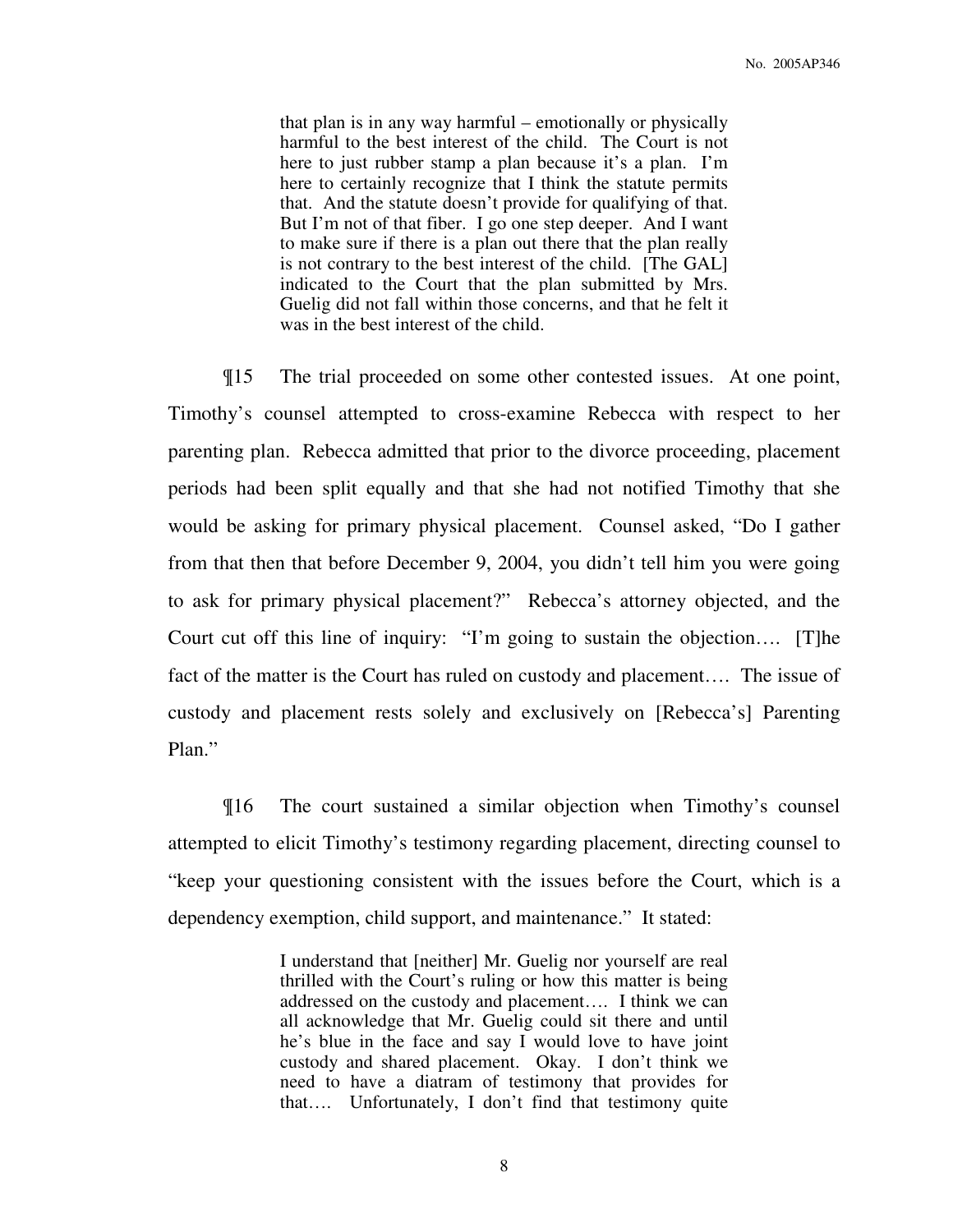> that plan is in any way harmful – emotionally or physically harmful to the best interest of the child. The Court is not here to just rubber stamp a plan because it's a plan. I'm here to certainly recognize that I think the statute permits that. And the statute doesn't provide for qualifying of that. But I'm not of that fiber. I go one step deeper. And I want to make sure if there is a plan out there that the plan really is not contrary to the best interest of the child. [The GAL] indicated to the Court that the plan submitted by Mrs. Guelig did not fall within those concerns, and that he felt it was in the best interest of the child.

¶15 The trial proceeded on some other contested issues. At one point, Timothy's counsel attempted to cross-examine Rebecca with respect to her parenting plan. Rebecca admitted that prior to the divorce proceeding, placement periods had been split equally and that she had not notified Timothy that she would be asking for primary physical placement. Counsel asked, "Do I gather from that then that before December 9, 2004, you didn't tell him you were going to ask for primary physical placement?" Rebecca's attorney objected, and the Court cut off this line of inquiry: "I'm going to sustain the objection…. [T]he fact of the matter is the Court has ruled on custody and placement…. The issue of custody and placement rests solely and exclusively on [Rebecca's] Parenting Plan."

¶16 The court sustained a similar objection when Timothy's counsel attempted to elicit Timothy's testimony regarding placement, directing counsel to "keep your questioning consistent with the issues before the Court, which is a dependency exemption, child support, and maintenance." It stated:

> I understand that [neither] Mr. Guelig nor yourself are real thrilled with the Court's ruling or how this matter is being addressed on the custody and placement…. I think we can all acknowledge that Mr. Guelig could sit there and until he's blue in the face and say I would love to have joint custody and shared placement. Okay. I don't think we need to have a diatram of testimony that provides for that…. Unfortunately, I don't find that testimony quite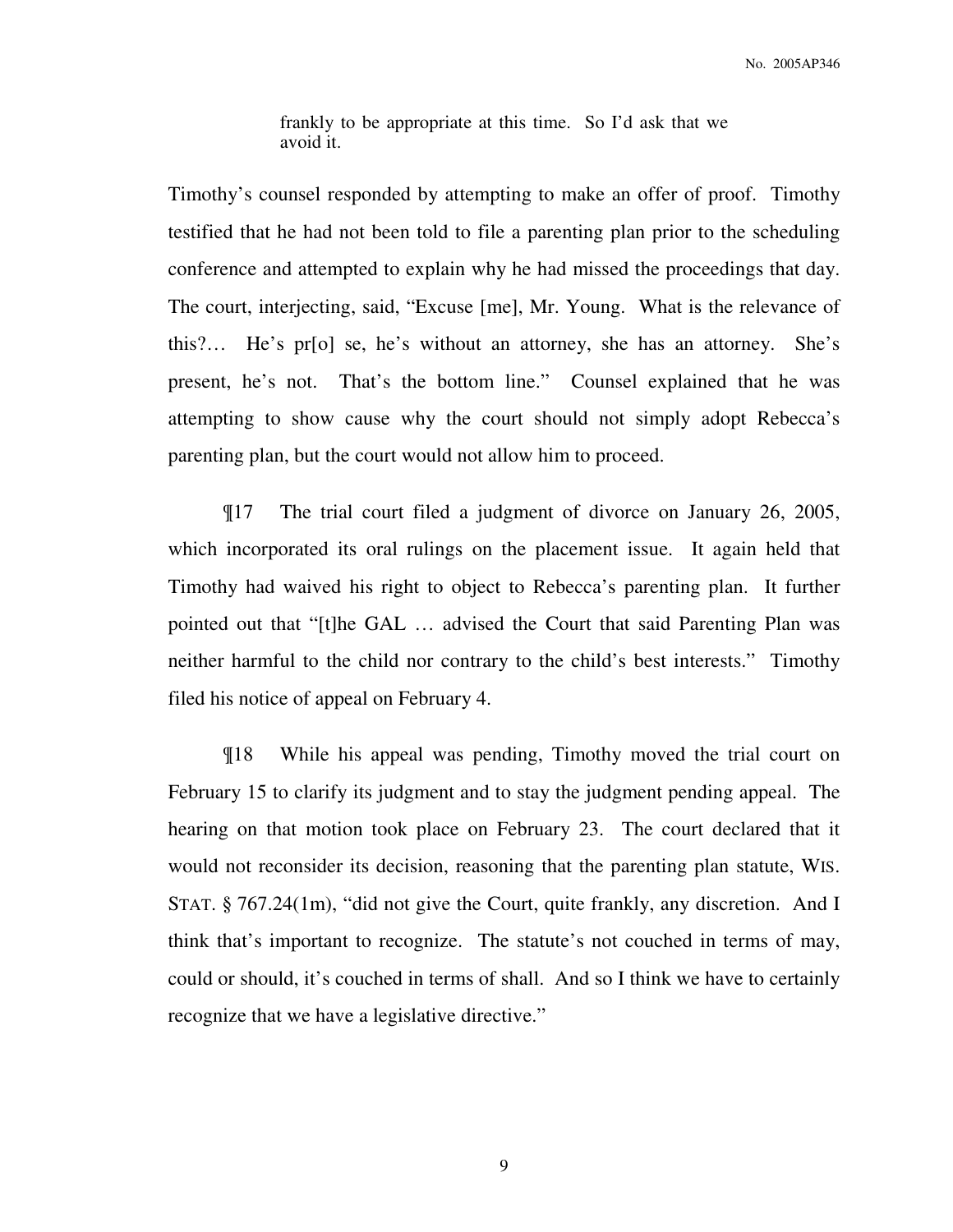> frankly to be appropriate at this time. So I'd ask that we avoid it.

Timothy's counsel responded by attempting to make an offer of proof. Timothy testified that he had not been told to file a parenting plan prior to the scheduling conference and attempted to explain why he had missed the proceedings that day. The court, interjecting, said, "Excuse [me], Mr. Young. What is the relevance of this?… He's pr[o] se, he's without an attorney, she has an attorney. She's present, he's not. That's the bottom line." Counsel explained that he was attempting to show cause why the court should not simply adopt Rebecca's parenting plan, but the court would not allow him to proceed.

¶17 The trial court filed a judgment of divorce on January 26, 2005, which incorporated its oral rulings on the placement issue. It again held that Timothy had waived his right to object to Rebecca's parenting plan. It further pointed out that "[t]he GAL … advised the Court that said Parenting Plan was neither harmful to the child nor contrary to the child's best interests." Timothy filed his notice of appeal on February 4.

¶18 While his appeal was pending, Timothy moved the trial court on February 15 to clarify its judgment and to stay the judgment pending appeal. The hearing on that motion took place on February 23. The court declared that it would not reconsider its decision, reasoning that the parenting plan statute, WIS. STAT. § 767.24(1m), "did not give the Court, quite frankly, any discretion. And I think that's important to recognize. The statute's not couched in terms of may, could or should, it's couched in terms of shall. And so I think we have to certainly recognize that we have a legislative directive."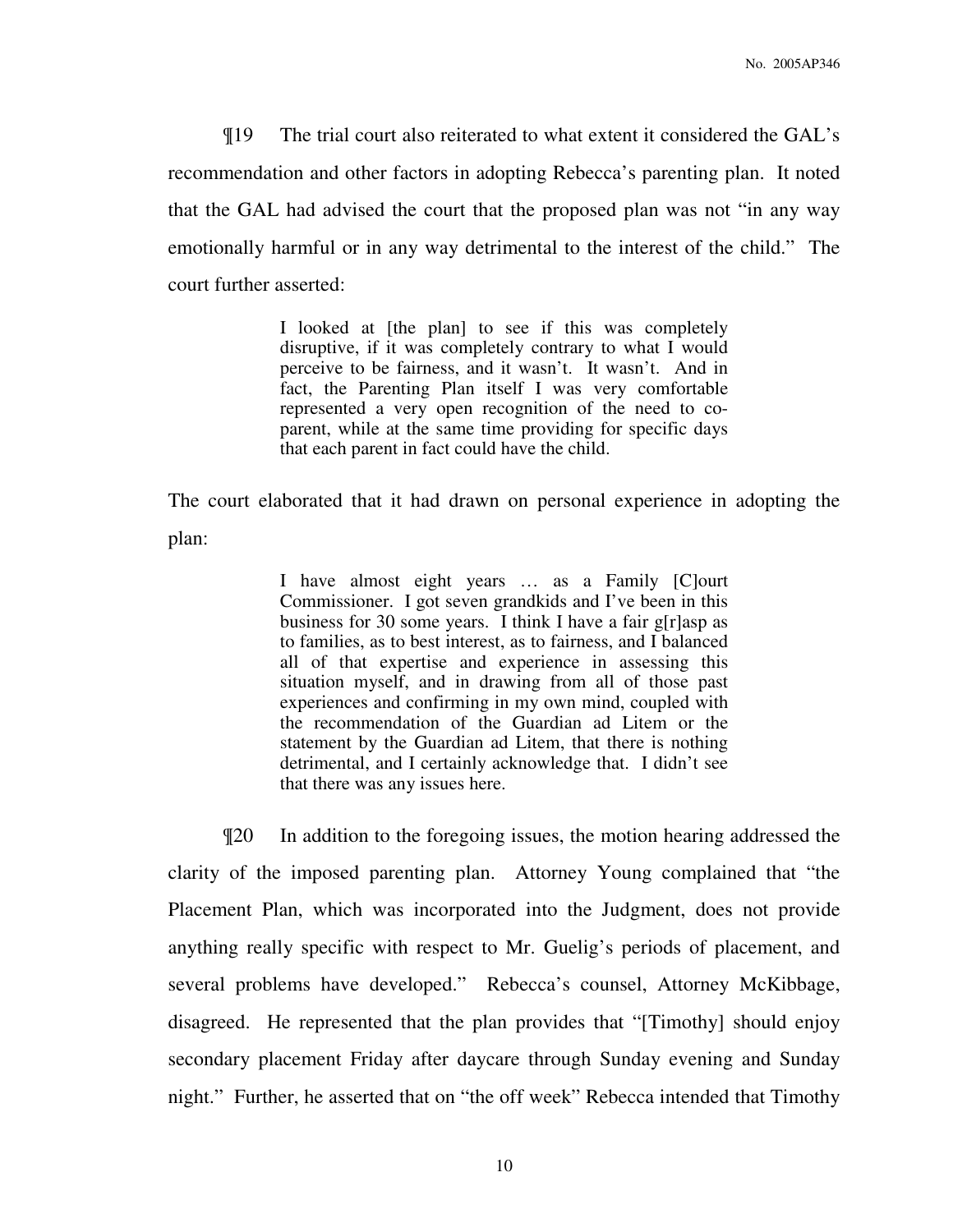¶19 The trial court also reiterated to what extent it considered the GAL's recommendation and other factors in adopting Rebecca's parenting plan. It noted that the GAL had advised the court that the proposed plan was not "in any way emotionally harmful or in any way detrimental to the interest of the child." The court further asserted:

> I looked at [the plan] to see if this was completely disruptive, if it was completely contrary to what I would perceive to be fairness, and it wasn't. It wasn't. And in fact, the Parenting Plan itself I was very comfortable represented a very open recognition of the need to co-parent, while at the same time providing for specific days that each parent in fact could have the child.

The court elaborated that it had drawn on personal experience in adopting the plan:

> I have almost eight years … as a Family [C]ourt Commissioner. I got seven grandkids and I've been in this business for 30 some years. I think I have a fair g[r]asp as to families, as to best interest, as to fairness, and I balanced all of that expertise and experience in assessing this situation myself, and in drawing from all of those past experiences and confirming in my own mind, coupled with the recommendation of the Guardian ad Litem or the statement by the Guardian ad Litem, that there is nothing detrimental, and I certainly acknowledge that. I didn't see that there was any issues here.

¶20 In addition to the foregoing issues, the motion hearing addressed the clarity of the imposed parenting plan. Attorney Young complained that "the Placement Plan, which was incorporated into the Judgment, does not provide anything really specific with respect to Mr. Guelig's periods of placement, and several problems have developed." Rebecca's counsel, Attorney McKibbage, disagreed. He represented that the plan provides that "[Timothy] should enjoy secondary placement Friday after daycare through Sunday evening and Sunday night." Further, he asserted that on "the off week" Rebecca intended that Timothy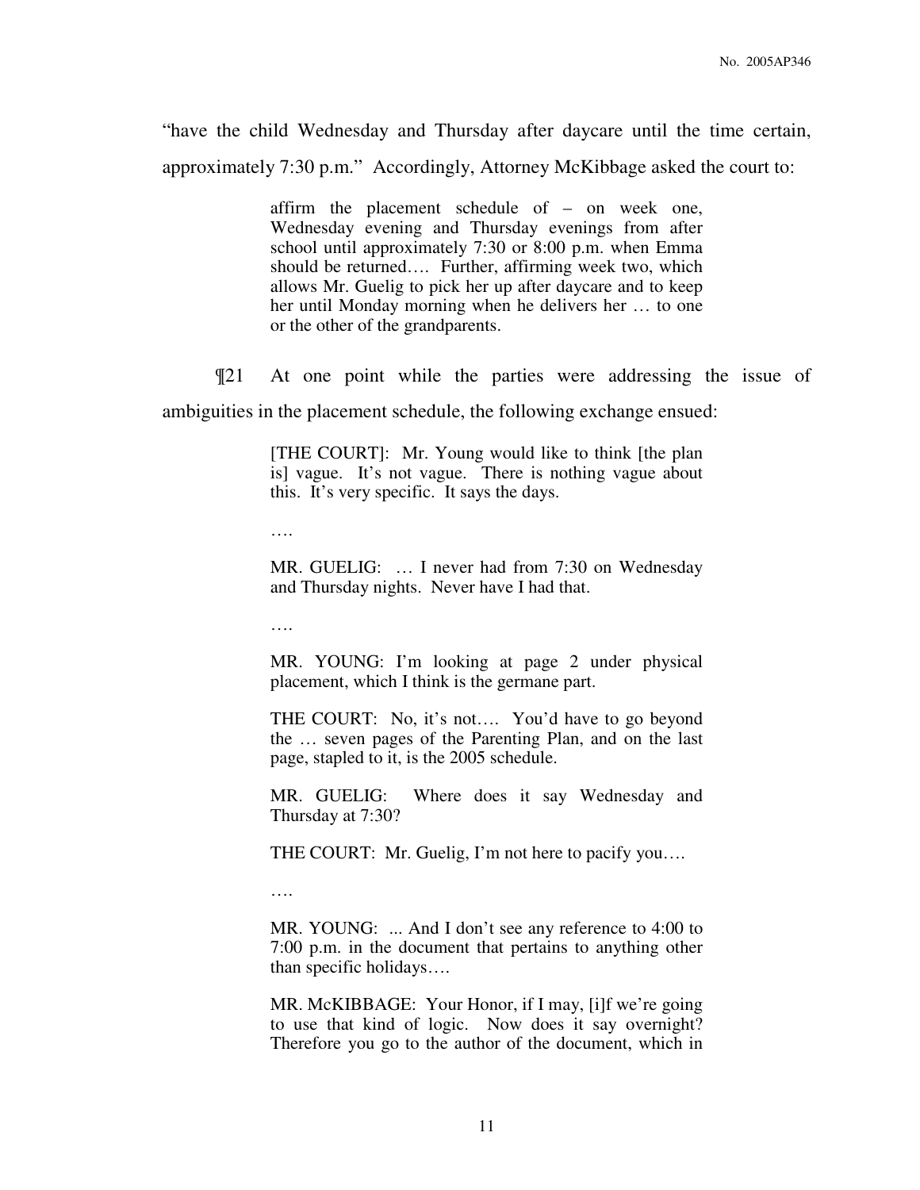"have the child Wednesday and Thursday after daycare until the time certain, approximately 7:30 p.m." Accordingly, Attorney McKibbage asked the court to:

> affirm the placement schedule of – on week one, Wednesday evening and Thursday evenings from after school until approximately 7:30 or 8:00 p.m. when Emma should be returned…. Further, affirming week two, which allows Mr. Guelig to pick her up after daycare and to keep her until Monday morning when he delivers her … to one or the other of the grandparents.

¶21 At one point while the parties were addressing the issue of ambiguities in the placement schedule, the following exchange ensued:

> [THE COURT]: Mr. Young would like to think [the plan is] vague. It's not vague. There is nothing vague about this. It's very specific. It says the days.
>
> ….
>
> MR. GUELIG: … I never had from 7:30 on Wednesday and Thursday nights. Never have I had that.
>
> ….
>
> MR. YOUNG: I'm looking at page 2 under physical placement, which I think is the germane part.
>
> THE COURT: No, it's not…. You'd have to go beyond the … seven pages of the Parenting Plan, and on the last page, stapled to it, is the 2005 schedule.
>
> MR. GUELIG: Where does it say Wednesday and Thursday at 7:30?
>
> THE COURT: Mr. Guelig, I'm not here to pacify you….
>
> ….
>
> MR. YOUNG: ... And I don't see any reference to 4:00 to 7:00 p.m. in the document that pertains to anything other than specific holidays….
>
> MR. McKIBBAGE: Your Honor, if I may, [i]f we're going to use that kind of logic. Now does it say overnight? Therefore you go to the author of the document, which in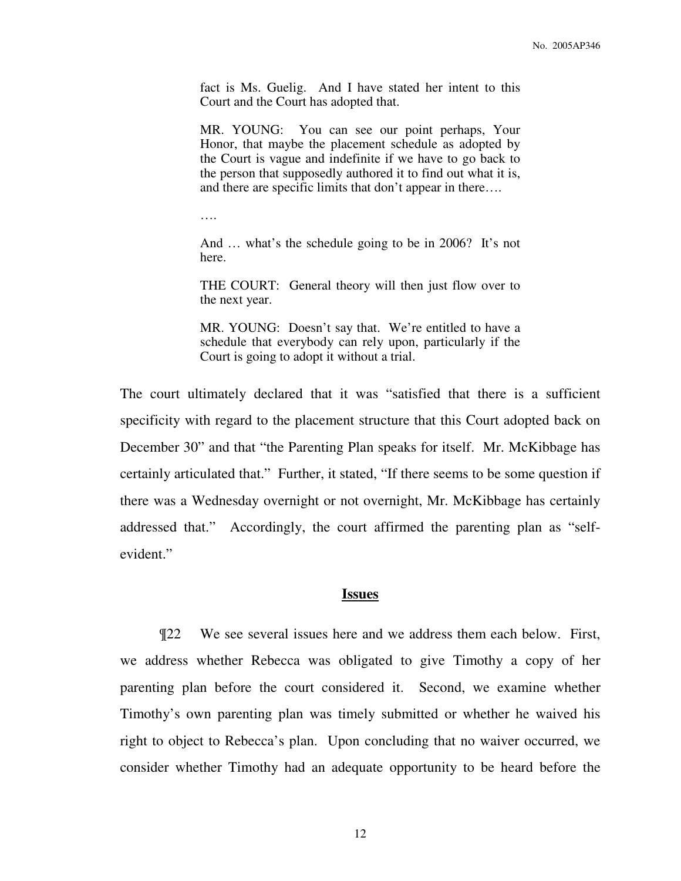> fact is Ms. Guelig. And I have stated her intent to this Court and the Court has adopted that.
>
> MR. YOUNG: You can see our point perhaps, Your Honor, that maybe the placement schedule as adopted by the Court is vague and indefinite if we have to go back to the person that supposedly authored it to find out what it is, and there are specific limits that don't appear in there….
>
> ….
>
> And … what's the schedule going to be in 2006? It's not here.
>
> THE COURT: General theory will then just flow over to the next year.
>
> MR. YOUNG: Doesn't say that. We're entitled to have a schedule that everybody can rely upon, particularly if the Court is going to adopt it without a trial.

The court ultimately declared that it was "satisfied that there is a sufficient specificity with regard to the placement structure that this Court adopted back on December 30" and that "the Parenting Plan speaks for itself. Mr. McKibbage has certainly articulated that." Further, it stated, "If there seems to be some question if there was a Wednesday overnight or not overnight, Mr. McKibbage has certainly addressed that." Accordingly, the court affirmed the parenting plan as "self-evident."

## Issues

¶22 We see several issues here and we address them each below. First, we address whether Rebecca was obligated to give Timothy a copy of her parenting plan before the court considered it. Second, we examine whether Timothy's own parenting plan was timely submitted or whether he waived his right to object to Rebecca's plan. Upon concluding that no waiver occurred, we consider whether Timothy had an adequate opportunity to be heard before the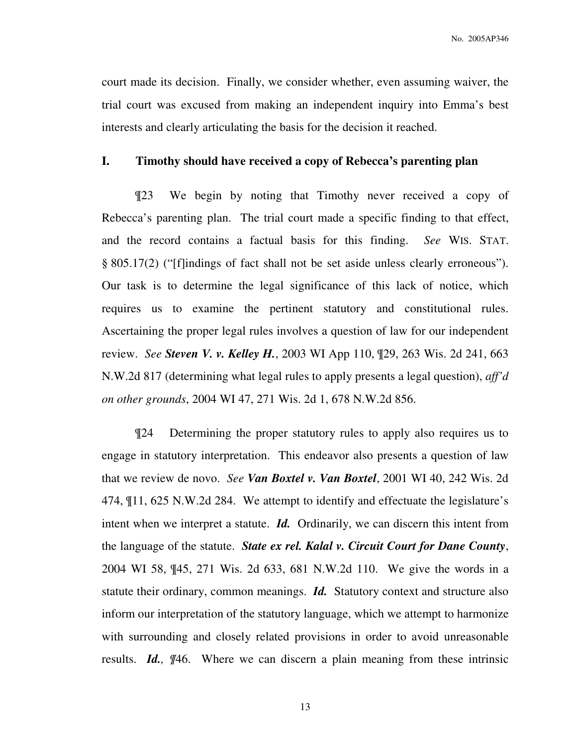court made its decision. Finally, we consider whether, even assuming waiver, the trial court was excused from making an independent inquiry into Emma's best interests and clearly articulating the basis for the decision it reached.

## I. Timothy should have received a copy of Rebecca's parenting plan

¶23 We begin by noting that Timothy never received a copy of Rebecca's parenting plan. The trial court made a specific finding to that effect, and the record contains a factual basis for this finding. *See* WIS. STAT. § 805.17(2) ("[f]indings of fact shall not be set aside unless clearly erroneous"). Our task is to determine the legal significance of this lack of notice, which requires us to examine the pertinent statutory and constitutional rules. Ascertaining the proper legal rules involves a question of law for our independent review. *See* ***Steven V. v. Kelley H.***, 2003 WI App 110, ¶29, 263 Wis. 2d 241, 663 N.W.2d 817 (determining what legal rules to apply presents a legal question), *aff'd on other grounds*, 2004 WI 47, 271 Wis. 2d 1, 678 N.W.2d 856.

¶24 Determining the proper statutory rules to apply also requires us to engage in statutory interpretation. This endeavor also presents a question of law that we review de novo. *See* ***Van Boxtel v. Van Boxtel***, 2001 WI 40, 242 Wis. 2d 474, ¶11, 625 N.W.2d 284. We attempt to identify and effectuate the legislature's intent when we interpret a statute. ***Id.*** Ordinarily, we can discern this intent from the language of the statute. ***State ex rel. Kalal v. Circuit Court for Dane County***, 2004 WI 58, ¶45, 271 Wis. 2d 633, 681 N.W.2d 110. We give the words in a statute their ordinary, common meanings. ***Id.*** Statutory context and structure also inform our interpretation of the statutory language, which we attempt to harmonize with surrounding and closely related provisions in order to avoid unreasonable results. ***Id.**,* ¶46. Where we can discern a plain meaning from these intrinsic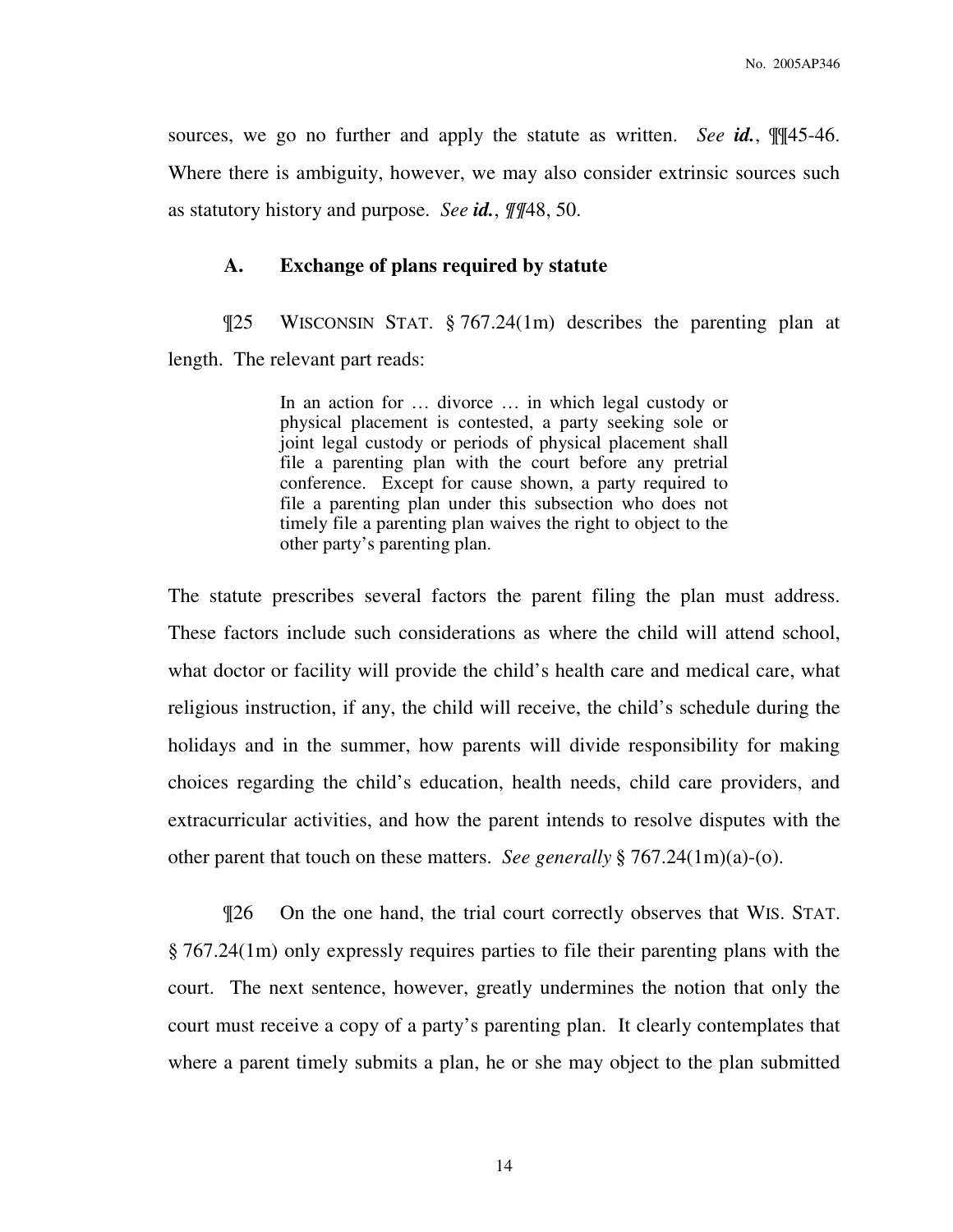sources, we go no further and apply the statute as written. *See **id.***, ¶¶45-46. Where there is ambiguity, however, we may also consider extrinsic sources such as statutory history and purpose. *See **id.***, *¶¶*48, 50.

### A. Exchange of plans required by statute

¶25 WISCONSIN STAT. § 767.24(1m) describes the parenting plan at length. The relevant part reads:

> In an action for … divorce … in which legal custody or physical placement is contested, a party seeking sole or joint legal custody or periods of physical placement shall file a parenting plan with the court before any pretrial conference. Except for cause shown, a party required to file a parenting plan under this subsection who does not timely file a parenting plan waives the right to object to the other party's parenting plan.

The statute prescribes several factors the parent filing the plan must address. These factors include such considerations as where the child will attend school, what doctor or facility will provide the child's health care and medical care, what religious instruction, if any, the child will receive, the child's schedule during the holidays and in the summer, how parents will divide responsibility for making choices regarding the child's education, health needs, child care providers, and extracurricular activities, and how the parent intends to resolve disputes with the other parent that touch on these matters. *See generally* § 767.24(1m)(a)-(o).

¶26 On the one hand, the trial court correctly observes that WIS. STAT. § 767.24(1m) only expressly requires parties to file their parenting plans with the court. The next sentence, however, greatly undermines the notion that only the court must receive a copy of a party's parenting plan. It clearly contemplates that where a parent timely submits a plan, he or she may object to the plan submitted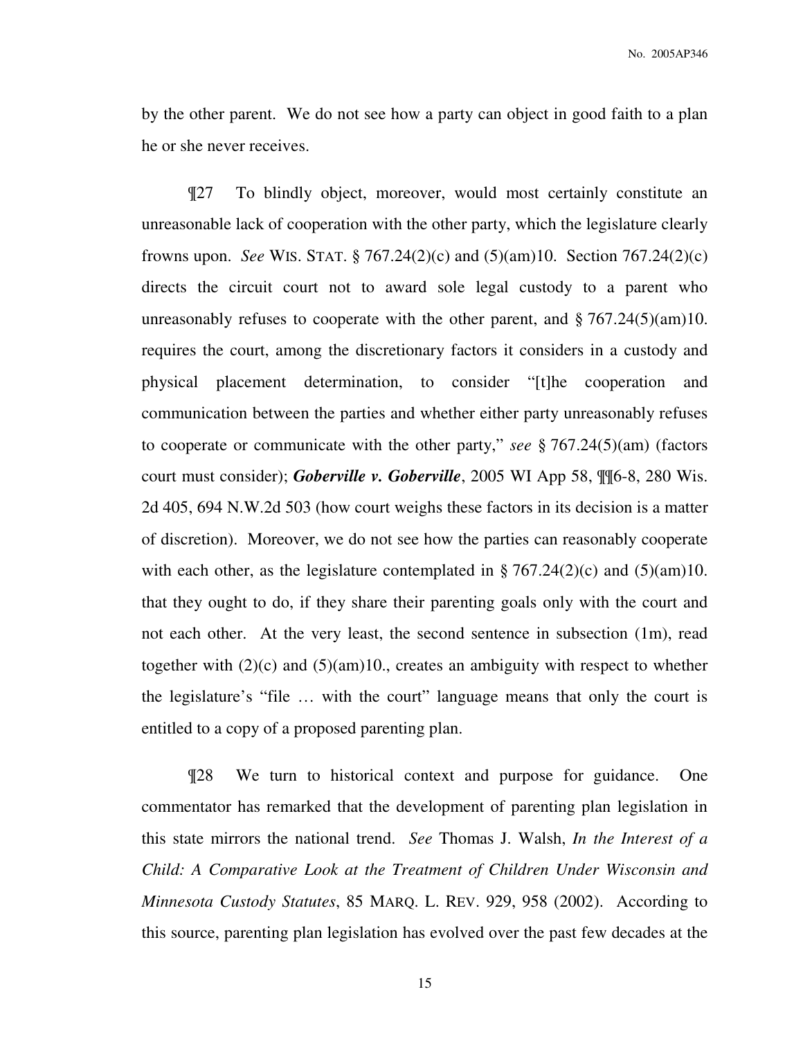by the other parent. We do not see how a party can object in good faith to a plan he or she never receives.

¶27 To blindly object, moreover, would most certainly constitute an unreasonable lack of cooperation with the other party, which the legislature clearly frowns upon. *See* WIS. STAT. § 767.24(2)(c) and (5)(am)10. Section 767.24(2)(c) directs the circuit court not to award sole legal custody to a parent who unreasonably refuses to cooperate with the other parent, and § 767.24(5)(am)10. requires the court, among the discretionary factors it considers in a custody and physical placement determination, to consider "[t]he cooperation and communication between the parties and whether either party unreasonably refuses to cooperate or communicate with the other party," *see* § 767.24(5)(am) (factors court must consider); ***Goberville v. Goberville***, 2005 WI App 58, ¶¶6-8, 280 Wis. 2d 405, 694 N.W.2d 503 (how court weighs these factors in its decision is a matter of discretion). Moreover, we do not see how the parties can reasonably cooperate with each other, as the legislature contemplated in § 767.24(2)(c) and (5)(am)10. that they ought to do, if they share their parenting goals only with the court and not each other. At the very least, the second sentence in subsection (1m), read together with (2)(c) and (5)(am)10., creates an ambiguity with respect to whether the legislature's "file … with the court" language means that only the court is entitled to a copy of a proposed parenting plan.

¶28 We turn to historical context and purpose for guidance. One commentator has remarked that the development of parenting plan legislation in this state mirrors the national trend. *See* Thomas J. Walsh, *In the Interest of a Child: A Comparative Look at the Treatment of Children Under Wisconsin and Minnesota Custody Statutes*, 85 MARQ. L. REV. 929, 958 (2002). According to this source, parenting plan legislation has evolved over the past few decades at the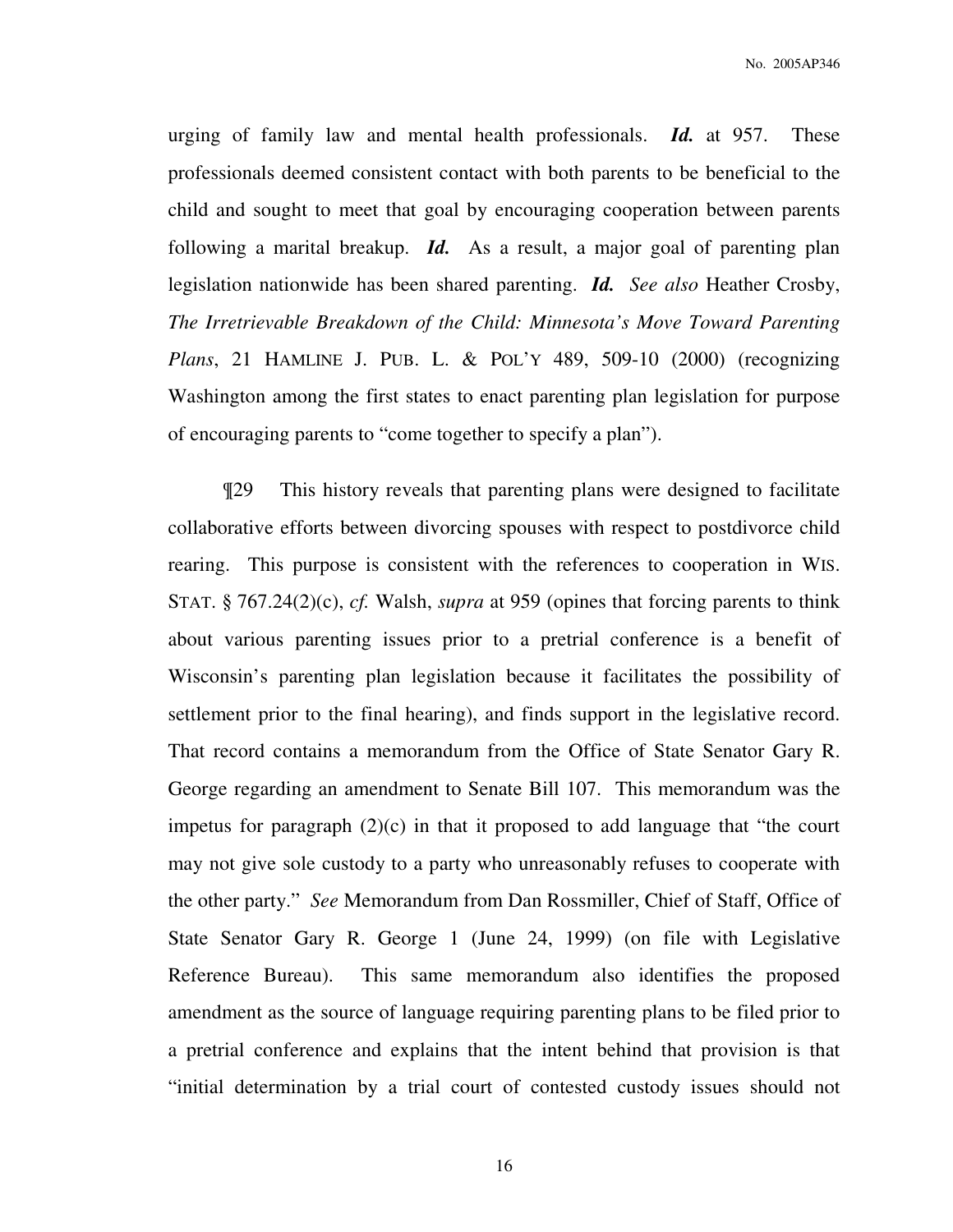urging of family law and mental health professionals. ***Id.*** at 957. These professionals deemed consistent contact with both parents to be beneficial to the child and sought to meet that goal by encouraging cooperation between parents following a marital breakup. ***Id.*** As a result, a major goal of parenting plan legislation nationwide has been shared parenting. ***Id.*** *See also* Heather Crosby, *The Irretrievable Breakdown of the Child: Minnesota's Move Toward Parenting Plans*, 21 HAMLINE J. PUB. L. & POL'Y 489, 509-10 (2000) (recognizing Washington among the first states to enact parenting plan legislation for purpose of encouraging parents to "come together to specify a plan").

¶29 This history reveals that parenting plans were designed to facilitate collaborative efforts between divorcing spouses with respect to postdivorce child rearing. This purpose is consistent with the references to cooperation in WIS. STAT. § 767.24(2)(c), *cf.* Walsh, *supra* at 959 (opines that forcing parents to think about various parenting issues prior to a pretrial conference is a benefit of Wisconsin's parenting plan legislation because it facilitates the possibility of settlement prior to the final hearing), and finds support in the legislative record. That record contains a memorandum from the Office of State Senator Gary R. George regarding an amendment to Senate Bill 107. This memorandum was the impetus for paragraph (2)(c) in that it proposed to add language that "the court may not give sole custody to a party who unreasonably refuses to cooperate with the other party." *See* Memorandum from Dan Rossmiller, Chief of Staff, Office of State Senator Gary R. George 1 (June 24, 1999) (on file with Legislative Reference Bureau). This same memorandum also identifies the proposed amendment as the source of language requiring parenting plans to be filed prior to a pretrial conference and explains that the intent behind that provision is that "initial determination by a trial court of contested custody issues should not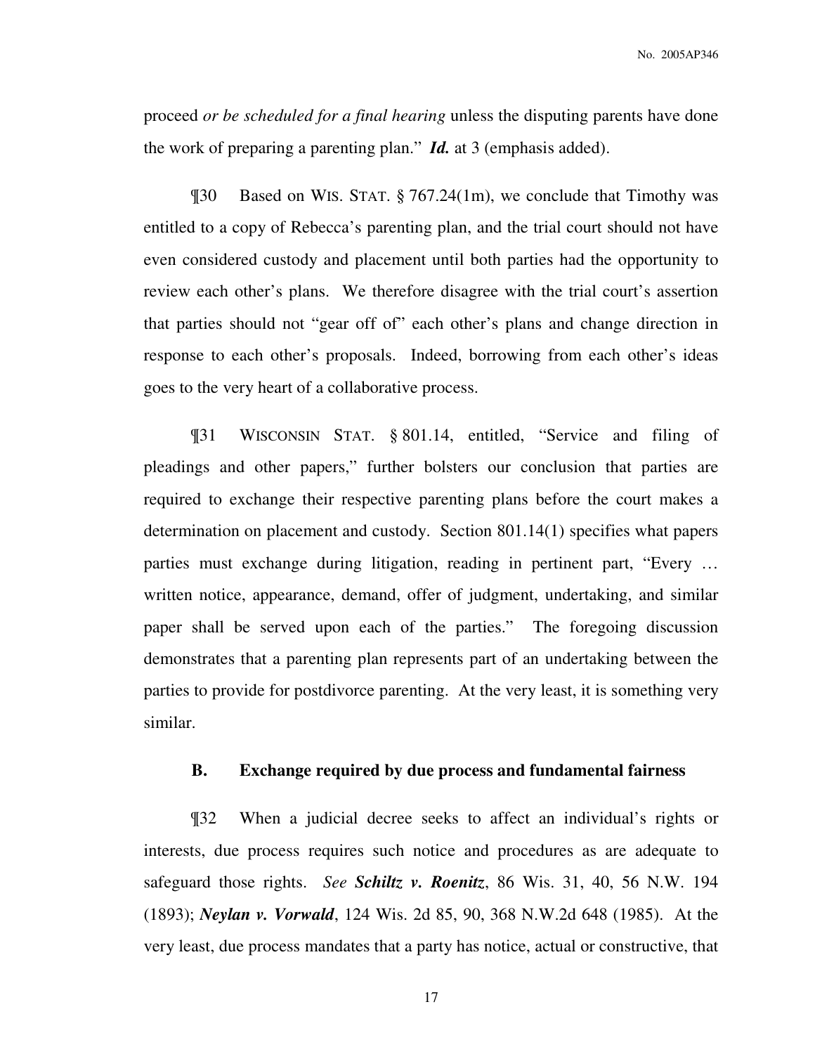proceed *or be scheduled for a final hearing* unless the disputing parents have done the work of preparing a parenting plan." ***Id.*** at 3 (emphasis added).

¶30 Based on WIS. STAT. § 767.24(1m), we conclude that Timothy was entitled to a copy of Rebecca's parenting plan, and the trial court should not have even considered custody and placement until both parties had the opportunity to review each other's plans. We therefore disagree with the trial court's assertion that parties should not "gear off of" each other's plans and change direction in response to each other's proposals. Indeed, borrowing from each other's ideas goes to the very heart of a collaborative process.

¶31 WISCONSIN STAT. § 801.14, entitled, "Service and filing of pleadings and other papers," further bolsters our conclusion that parties are required to exchange their respective parenting plans before the court makes a determination on placement and custody. Section 801.14(1) specifies what papers parties must exchange during litigation, reading in pertinent part, "Every … written notice, appearance, demand, offer of judgment, undertaking, and similar paper shall be served upon each of the parties." The foregoing discussion demonstrates that a parenting plan represents part of an undertaking between the parties to provide for postdivorce parenting. At the very least, it is something very similar.

### B. Exchange required by due process and fundamental fairness

¶32 When a judicial decree seeks to affect an individual's rights or interests, due process requires such notice and procedures as are adequate to safeguard those rights. *See* ***Schiltz v. Roenitz***, 86 Wis. 31, 40, 56 N.W. 194 (1893); ***Neylan v. Vorwald***, 124 Wis. 2d 85, 90, 368 N.W.2d 648 (1985). At the very least, due process mandates that a party has notice, actual or constructive, that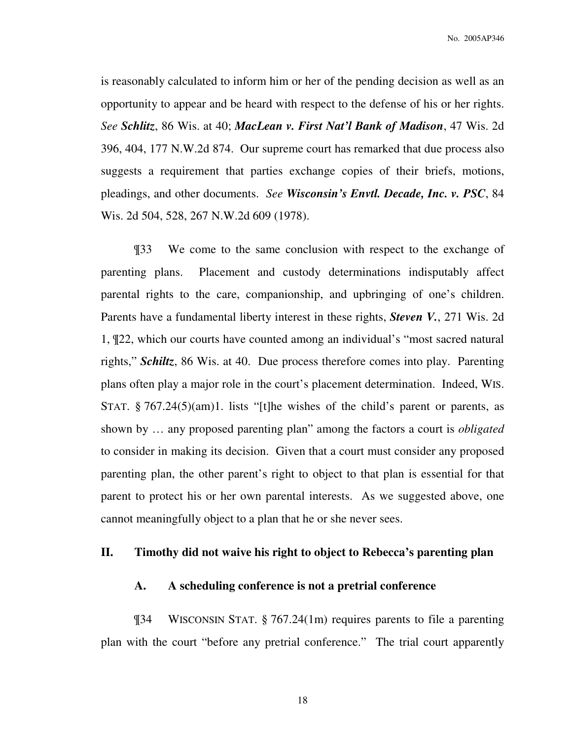is reasonably calculated to inform him or her of the pending decision as well as an opportunity to appear and be heard with respect to the defense of his or her rights. *See* ***Schlitz***, 86 Wis. at 40; ***MacLean v. First Nat'l Bank of Madison***, 47 Wis. 2d 396, 404, 177 N.W.2d 874. Our supreme court has remarked that due process also suggests a requirement that parties exchange copies of their briefs, motions, pleadings, and other documents. *See* ***Wisconsin's Envtl. Decade, Inc. v. PSC***, 84 Wis. 2d 504, 528, 267 N.W.2d 609 (1978).

¶33 We come to the same conclusion with respect to the exchange of parenting plans. Placement and custody determinations indisputably affect parental rights to the care, companionship, and upbringing of one's children. Parents have a fundamental liberty interest in these rights, ***Steven V.***, 271 Wis. 2d 1, ¶22, which our courts have counted among an individual's "most sacred natural rights," ***Schiltz***, 86 Wis. at 40. Due process therefore comes into play. Parenting plans often play a major role in the court's placement determination. Indeed, WIS. STAT. § 767.24(5)(am)1. lists "[t]he wishes of the child's parent or parents, as shown by … any proposed parenting plan" among the factors a court is *obligated* to consider in making its decision. Given that a court must consider any proposed parenting plan, the other parent's right to object to that plan is essential for that parent to protect his or her own parental interests. As we suggested above, one cannot meaningfully object to a plan that he or she never sees.

## II. Timothy did not waive his right to object to Rebecca's parenting plan

### A. A scheduling conference is not a pretrial conference

¶34 WISCONSIN STAT. § 767.24(1m) requires parents to file a parenting plan with the court "before any pretrial conference." The trial court apparently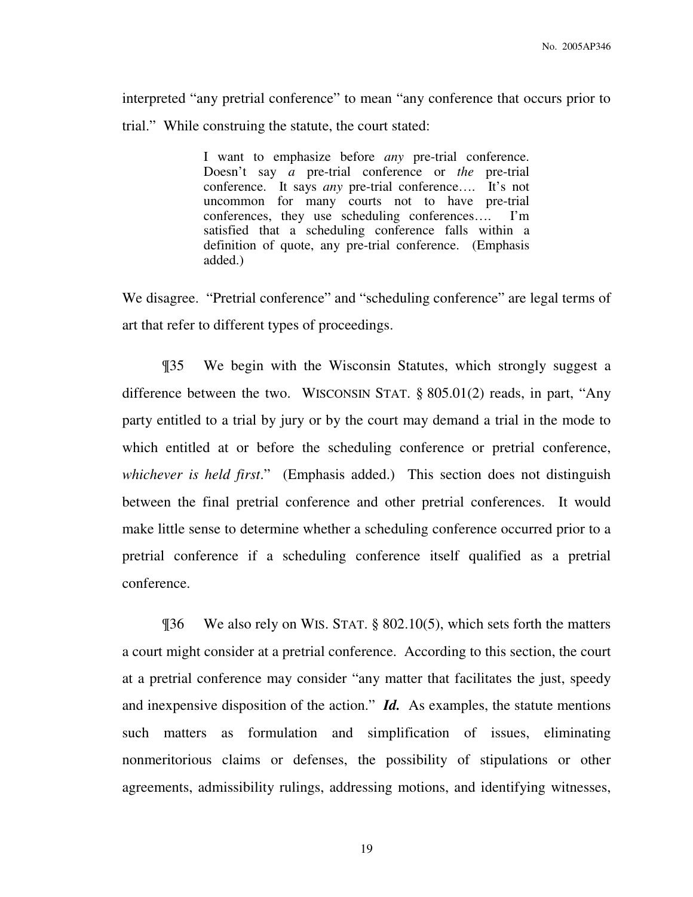interpreted "any pretrial conference" to mean "any conference that occurs prior to trial." While construing the statute, the court stated:

> I want to emphasize before *any* pre-trial conference. Doesn't say *a* pre-trial conference or *the* pre-trial conference. It says *any* pre-trial conference…. It's not uncommon for many courts not to have pre-trial conferences, they use scheduling conferences…. I'm satisfied that a scheduling conference falls within a definition of quote, any pre-trial conference. (Emphasis added.)

We disagree. "Pretrial conference" and "scheduling conference" are legal terms of art that refer to different types of proceedings.

¶35 We begin with the Wisconsin Statutes, which strongly suggest a difference between the two. WISCONSIN STAT. § 805.01(2) reads, in part, "Any party entitled to a trial by jury or by the court may demand a trial in the mode to which entitled at or before the scheduling conference or pretrial conference, *whichever is held first*." (Emphasis added.) This section does not distinguish between the final pretrial conference and other pretrial conferences. It would make little sense to determine whether a scheduling conference occurred prior to a pretrial conference if a scheduling conference itself qualified as a pretrial conference.

¶36 We also rely on WIS. STAT. § 802.10(5), which sets forth the matters a court might consider at a pretrial conference. According to this section, the court at a pretrial conference may consider "any matter that facilitates the just, speedy and inexpensive disposition of the action." ***Id.*** As examples, the statute mentions such matters as formulation and simplification of issues, eliminating nonmeritorious claims or defenses, the possibility of stipulations or other agreements, admissibility rulings, addressing motions, and identifying witnesses,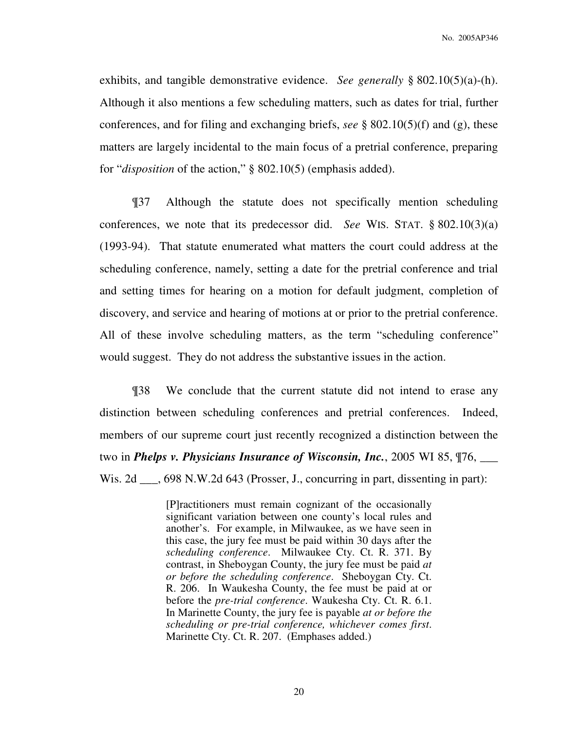exhibits, and tangible demonstrative evidence. *See generally* § 802.10(5)(a)-(h). Although it also mentions a few scheduling matters, such as dates for trial, further conferences, and for filing and exchanging briefs, *see* § 802.10(5)(f) and (g), these matters are largely incidental to the main focus of a pretrial conference, preparing for "*disposition* of the action," § 802.10(5) (emphasis added).

¶37 Although the statute does not specifically mention scheduling conferences, we note that its predecessor did. *See* WIS. STAT. § 802.10(3)(a) (1993-94). That statute enumerated what matters the court could address at the scheduling conference, namely, setting a date for the pretrial conference and trial and setting times for hearing on a motion for default judgment, completion of discovery, and service and hearing of motions at or prior to the pretrial conference. All of these involve scheduling matters, as the term "scheduling conference" would suggest. They do not address the substantive issues in the action.

¶38 We conclude that the current statute did not intend to erase any distinction between scheduling conferences and pretrial conferences. Indeed, members of our supreme court just recently recognized a distinction between the two in ***Phelps v. Physicians Insurance of Wisconsin, Inc.***, 2005 WI 85, ¶76, ___ Wis. 2d ___, 698 N.W.2d 643 (Prosser, J., concurring in part, dissenting in part):

> [P]ractitioners must remain cognizant of the occasionally significant variation between one county's local rules and another's. For example, in Milwaukee, as we have seen in this case, the jury fee must be paid within 30 days after the *scheduling conference*. Milwaukee Cty. Ct. R. 371. By contrast, in Sheboygan County, the jury fee must be paid *at or before the scheduling conference*. Sheboygan Cty. Ct. R. 206. In Waukesha County, the fee must be paid at or before the *pre-trial conference*. Waukesha Cty. Ct. R. 6.1. In Marinette County, the jury fee is payable *at or before the scheduling or pre-trial conference, whichever comes first*. Marinette Cty. Ct. R. 207. (Emphases added.)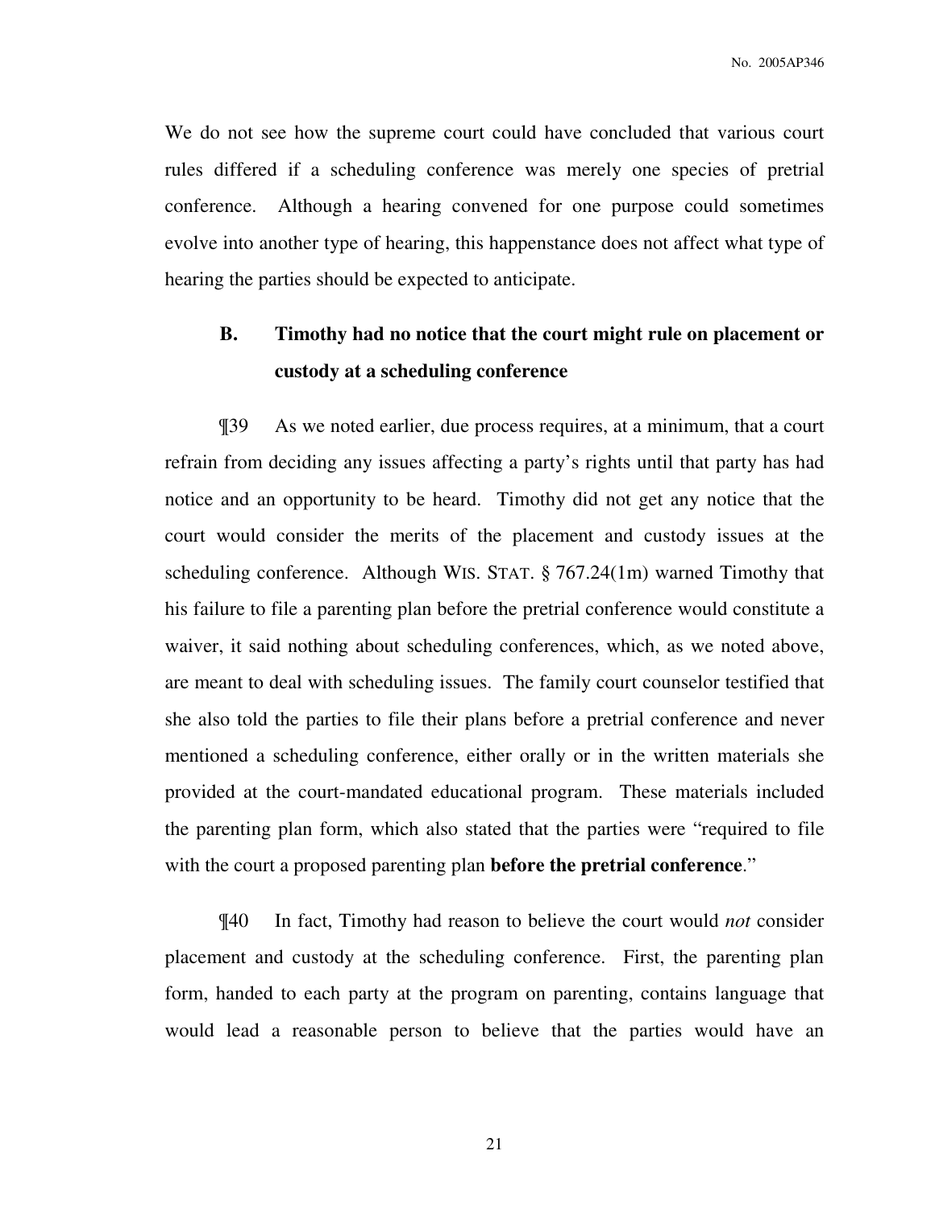We do not see how the supreme court could have concluded that various court rules differed if a scheduling conference was merely one species of pretrial conference. Although a hearing convened for one purpose could sometimes evolve into another type of hearing, this happenstance does not affect what type of hearing the parties should be expected to anticipate.

### B. Timothy had no notice that the court might rule on placement or custody at a scheduling conference

¶39 As we noted earlier, due process requires, at a minimum, that a court refrain from deciding any issues affecting a party's rights until that party has had notice and an opportunity to be heard. Timothy did not get any notice that the court would consider the merits of the placement and custody issues at the scheduling conference. Although WIS. STAT. § 767.24(1m) warned Timothy that his failure to file a parenting plan before the pretrial conference would constitute a waiver, it said nothing about scheduling conferences, which, as we noted above, are meant to deal with scheduling issues. The family court counselor testified that she also told the parties to file their plans before a pretrial conference and never mentioned a scheduling conference, either orally or in the written materials she provided at the court-mandated educational program. These materials included the parenting plan form, which also stated that the parties were "required to file with the court a proposed parenting plan **before the pretrial conference**."

¶40 In fact, Timothy had reason to believe the court would *not* consider placement and custody at the scheduling conference. First, the parenting plan form, handed to each party at the program on parenting, contains language that would lead a reasonable person to believe that the parties would have an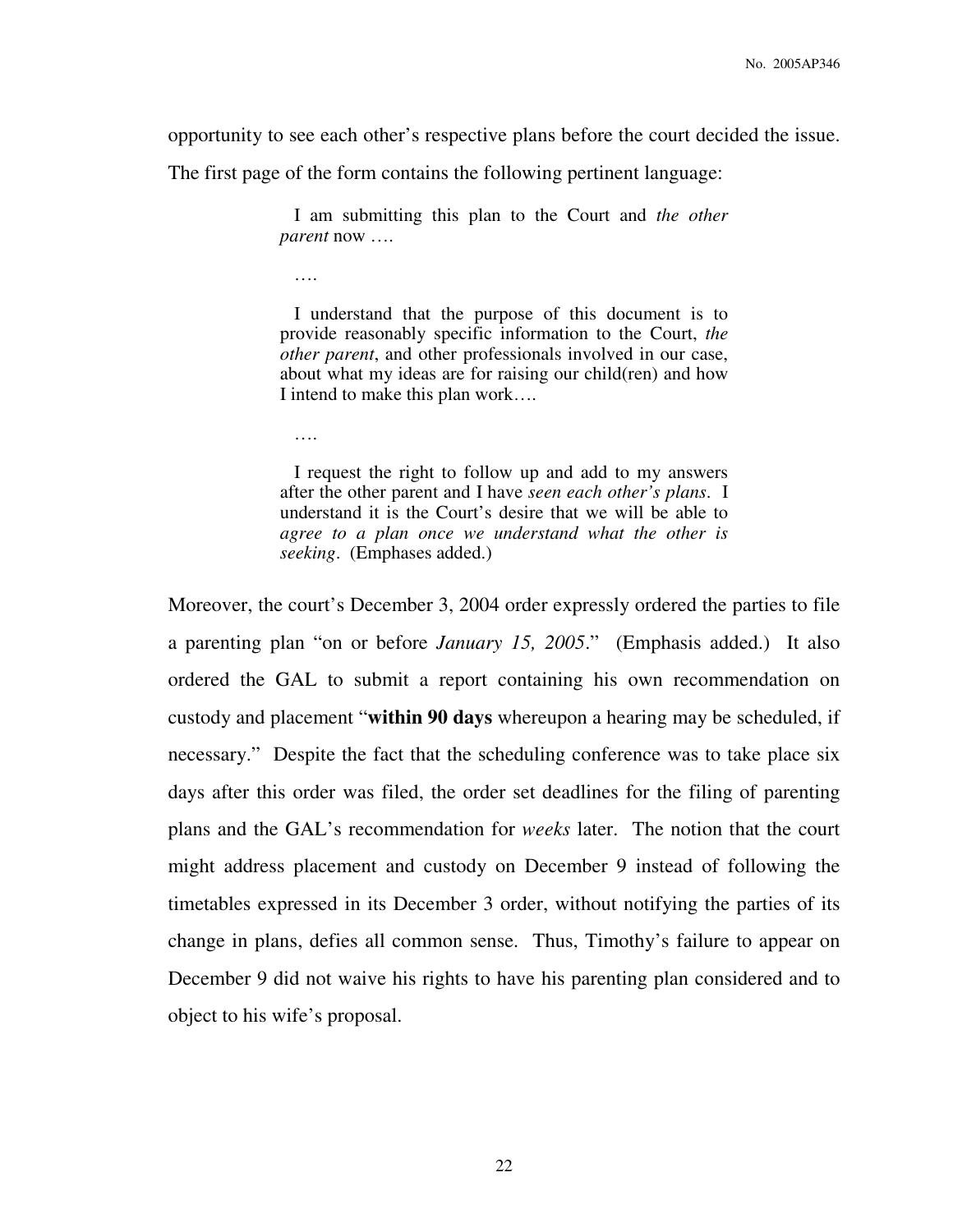opportunity to see each other's respective plans before the court decided the issue. The first page of the form contains the following pertinent language:

> I am submitting this plan to the Court and *the other parent* now ….
>
> ….
>
> I understand that the purpose of this document is to provide reasonably specific information to the Court, *the other parent*, and other professionals involved in our case, about what my ideas are for raising our child(ren) and how I intend to make this plan work….
>
> ….
>
> I request the right to follow up and add to my answers after the other parent and I have *seen each other's plans*. I understand it is the Court's desire that we will be able to *agree to a plan once we understand what the other is seeking*. (Emphases added.)

Moreover, the court's December 3, 2004 order expressly ordered the parties to file a parenting plan "on or before *January 15, 2005*." (Emphasis added.) It also ordered the GAL to submit a report containing his own recommendation on custody and placement "**within 90 days** whereupon a hearing may be scheduled, if necessary." Despite the fact that the scheduling conference was to take place six days after this order was filed, the order set deadlines for the filing of parenting plans and the GAL's recommendation for *weeks* later. The notion that the court might address placement and custody on December 9 instead of following the timetables expressed in its December 3 order, without notifying the parties of its change in plans, defies all common sense. Thus, Timothy's failure to appear on December 9 did not waive his rights to have his parenting plan considered and to object to his wife's proposal.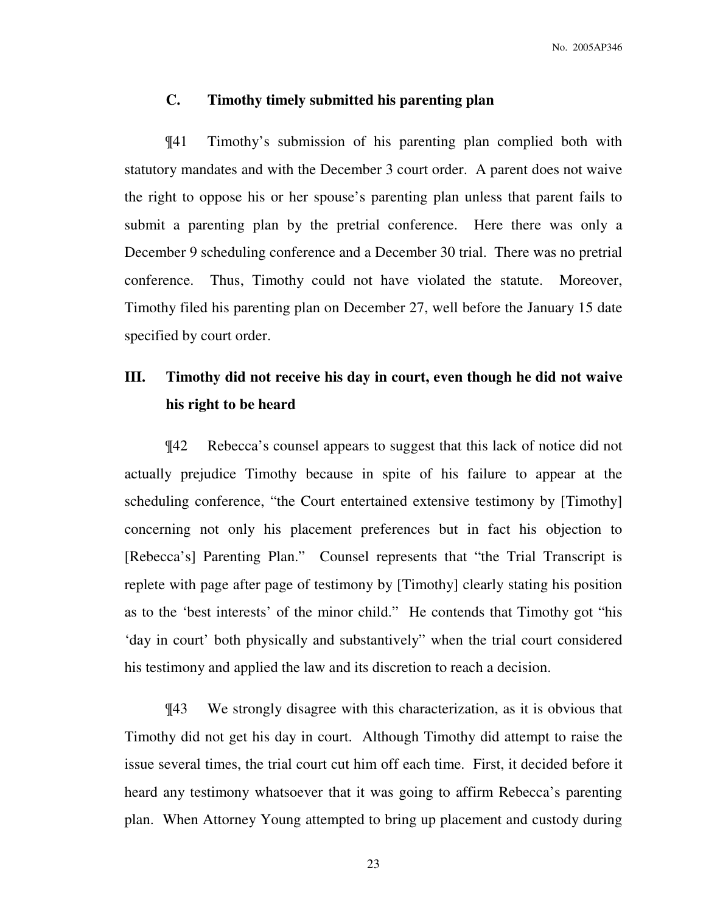### C. Timothy timely submitted his parenting plan

¶41 Timothy's submission of his parenting plan complied both with statutory mandates and with the December 3 court order. A parent does not waive the right to oppose his or her spouse's parenting plan unless that parent fails to submit a parenting plan by the pretrial conference. Here there was only a December 9 scheduling conference and a December 30 trial. There was no pretrial conference. Thus, Timothy could not have violated the statute. Moreover, Timothy filed his parenting plan on December 27, well before the January 15 date specified by court order.

## III. Timothy did not receive his day in court, even though he did not waive his right to be heard

¶42 Rebecca's counsel appears to suggest that this lack of notice did not actually prejudice Timothy because in spite of his failure to appear at the scheduling conference, "the Court entertained extensive testimony by [Timothy] concerning not only his placement preferences but in fact his objection to [Rebecca's] Parenting Plan." Counsel represents that "the Trial Transcript is replete with page after page of testimony by [Timothy] clearly stating his position as to the 'best interests' of the minor child." He contends that Timothy got "his 'day in court' both physically and substantively" when the trial court considered his testimony and applied the law and its discretion to reach a decision.

¶43 We strongly disagree with this characterization, as it is obvious that Timothy did not get his day in court. Although Timothy did attempt to raise the issue several times, the trial court cut him off each time. First, it decided before it heard any testimony whatsoever that it was going to affirm Rebecca's parenting plan. When Attorney Young attempted to bring up placement and custody during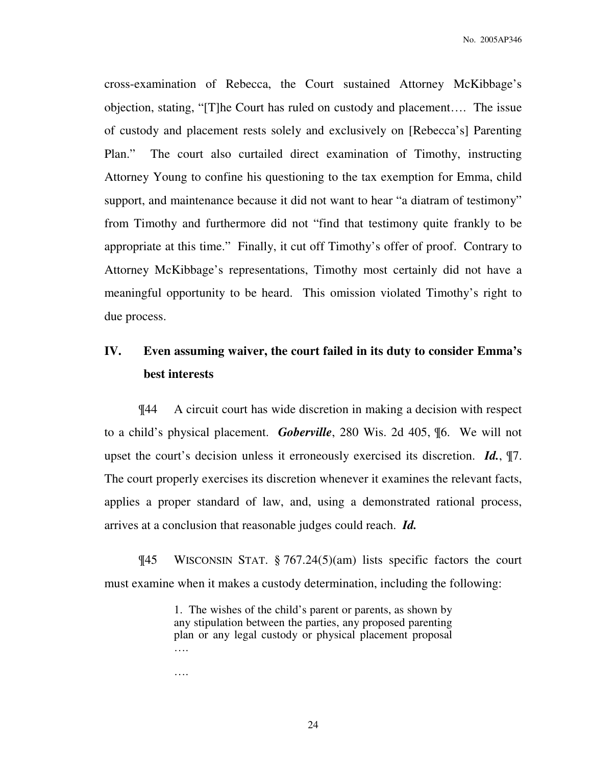cross-examination of Rebecca, the Court sustained Attorney McKibbage's objection, stating, "[T]he Court has ruled on custody and placement…. The issue of custody and placement rests solely and exclusively on [Rebecca's] Parenting Plan." The court also curtailed direct examination of Timothy, instructing Attorney Young to confine his questioning to the tax exemption for Emma, child support, and maintenance because it did not want to hear "a diatram of testimony" from Timothy and furthermore did not "find that testimony quite frankly to be appropriate at this time." Finally, it cut off Timothy's offer of proof. Contrary to Attorney McKibbage's representations, Timothy most certainly did not have a meaningful opportunity to be heard. This omission violated Timothy's right to due process.

## IV. Even assuming waiver, the court failed in its duty to consider Emma's best interests

¶44 A circuit court has wide discretion in making a decision with respect to a child's physical placement. ***Goberville***, 280 Wis. 2d 405, ¶6. We will not upset the court's decision unless it erroneously exercised its discretion. ***Id.***, ¶7. The court properly exercises its discretion whenever it examines the relevant facts, applies a proper standard of law, and, using a demonstrated rational process, arrives at a conclusion that reasonable judges could reach. ***Id.***

¶45 WISCONSIN STAT. § 767.24(5)(am) lists specific factors the court must examine when it makes a custody determination, including the following:

> 1. The wishes of the child's parent or parents, as shown by any stipulation between the parties, any proposed parenting plan or any legal custody or physical placement proposal ….
>
> ….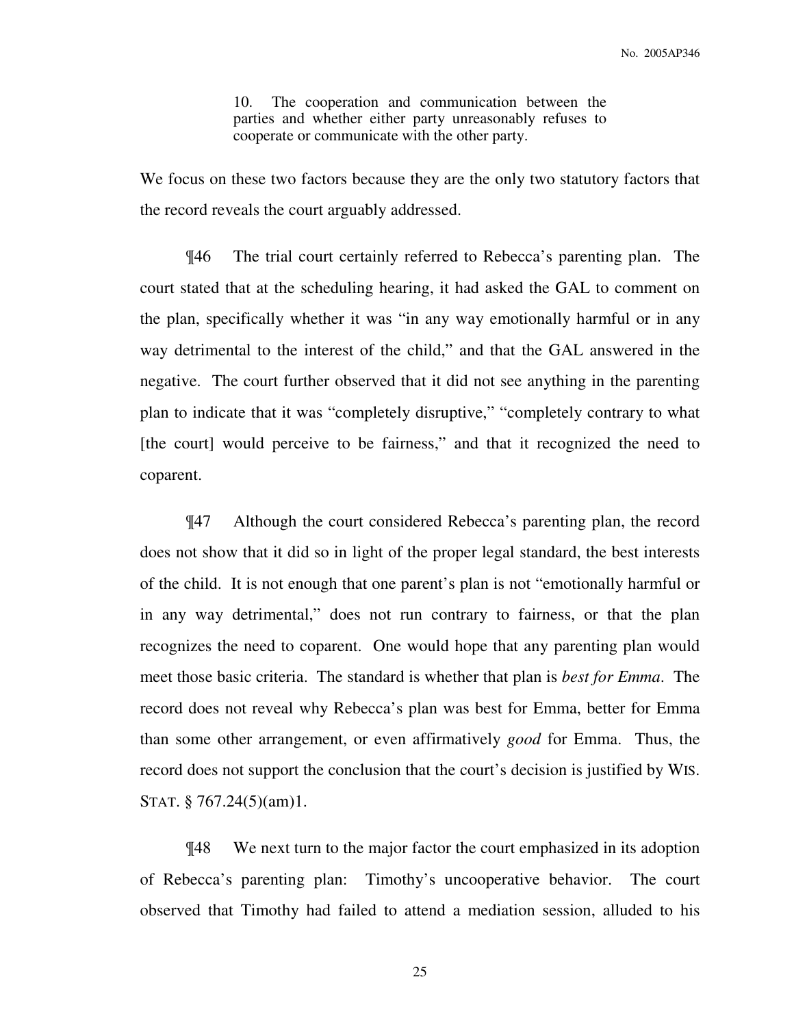> 10. The cooperation and communication between the parties and whether either party unreasonably refuses to cooperate or communicate with the other party.

We focus on these two factors because they are the only two statutory factors that the record reveals the court arguably addressed.

¶46 The trial court certainly referred to Rebecca's parenting plan. The court stated that at the scheduling hearing, it had asked the GAL to comment on the plan, specifically whether it was "in any way emotionally harmful or in any way detrimental to the interest of the child," and that the GAL answered in the negative. The court further observed that it did not see anything in the parenting plan to indicate that it was "completely disruptive," "completely contrary to what [the court] would perceive to be fairness," and that it recognized the need to coparent.

¶47 Although the court considered Rebecca's parenting plan, the record does not show that it did so in light of the proper legal standard, the best interests of the child. It is not enough that one parent's plan is not "emotionally harmful or in any way detrimental," does not run contrary to fairness, or that the plan recognizes the need to coparent. One would hope that any parenting plan would meet those basic criteria. The standard is whether that plan is *best for Emma*. The record does not reveal why Rebecca's plan was best for Emma, better for Emma than some other arrangement, or even affirmatively *good* for Emma. Thus, the record does not support the conclusion that the court's decision is justified by WIS. STAT. § 767.24(5)(am)1.

¶48 We next turn to the major factor the court emphasized in its adoption of Rebecca's parenting plan: Timothy's uncooperative behavior. The court observed that Timothy had failed to attend a mediation session, alluded to his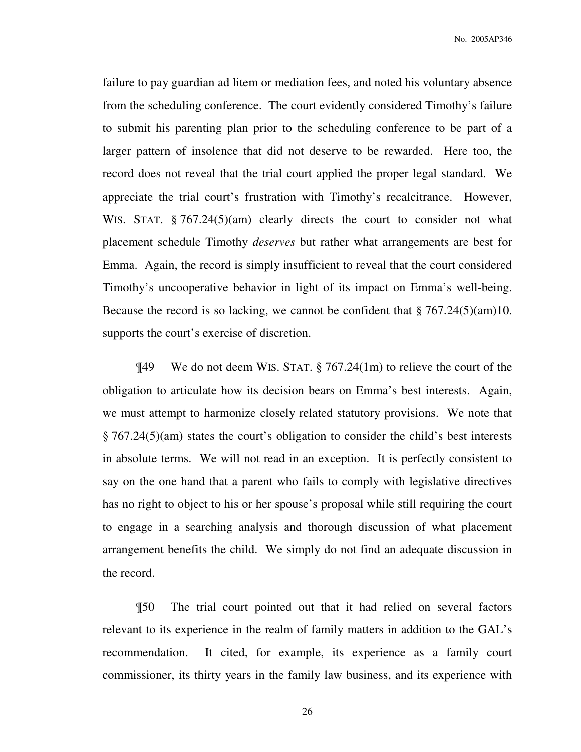failure to pay guardian ad litem or mediation fees, and noted his voluntary absence from the scheduling conference. The court evidently considered Timothy's failure to submit his parenting plan prior to the scheduling conference to be part of a larger pattern of insolence that did not deserve to be rewarded. Here too, the record does not reveal that the trial court applied the proper legal standard. We appreciate the trial court's frustration with Timothy's recalcitrance. However, WIS. STAT. § 767.24(5)(am) clearly directs the court to consider not what placement schedule Timothy *deserves* but rather what arrangements are best for Emma. Again, the record is simply insufficient to reveal that the court considered Timothy's uncooperative behavior in light of its impact on Emma's well-being. Because the record is so lacking, we cannot be confident that § 767.24(5)(am)10. supports the court's exercise of discretion.

¶49 We do not deem WIS. STAT. § 767.24(1m) to relieve the court of the obligation to articulate how its decision bears on Emma's best interests. Again, we must attempt to harmonize closely related statutory provisions. We note that § 767.24(5)(am) states the court's obligation to consider the child's best interests in absolute terms. We will not read in an exception. It is perfectly consistent to say on the one hand that a parent who fails to comply with legislative directives has no right to object to his or her spouse's proposal while still requiring the court to engage in a searching analysis and thorough discussion of what placement arrangement benefits the child. We simply do not find an adequate discussion in the record.

¶50 The trial court pointed out that it had relied on several factors relevant to its experience in the realm of family matters in addition to the GAL's recommendation. It cited, for example, its experience as a family court commissioner, its thirty years in the family law business, and its experience with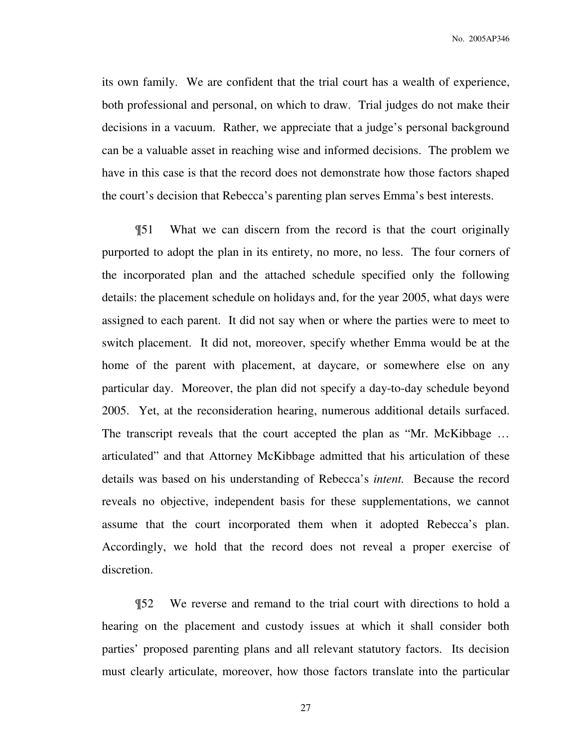its own family. We are confident that the trial court has a wealth of experience, both professional and personal, on which to draw. Trial judges do not make their decisions in a vacuum. Rather, we appreciate that a judge's personal background can be a valuable asset in reaching wise and informed decisions. The problem we have in this case is that the record does not demonstrate how those factors shaped the court's decision that Rebecca's parenting plan serves Emma's best interests.

¶51 What we can discern from the record is that the court originally purported to adopt the plan in its entirety, no more, no less. The four corners of the incorporated plan and the attached schedule specified only the following details: the placement schedule on holidays and, for the year 2005, what days were assigned to each parent. It did not say when or where the parties were to meet to switch placement. It did not, moreover, specify whether Emma would be at the home of the parent with placement, at daycare, or somewhere else on any particular day. Moreover, the plan did not specify a day-to-day schedule beyond 2005. Yet, at the reconsideration hearing, numerous additional details surfaced. The transcript reveals that the court accepted the plan as "Mr. McKibbage … articulated" and that Attorney McKibbage admitted that his articulation of these details was based on his understanding of Rebecca's *intent.* Because the record reveals no objective, independent basis for these supplementations, we cannot assume that the court incorporated them when it adopted Rebecca's plan. Accordingly, we hold that the record does not reveal a proper exercise of discretion.

¶52 We reverse and remand to the trial court with directions to hold a hearing on the placement and custody issues at which it shall consider both parties' proposed parenting plans and all relevant statutory factors. Its decision must clearly articulate, moreover, how those factors translate into the particular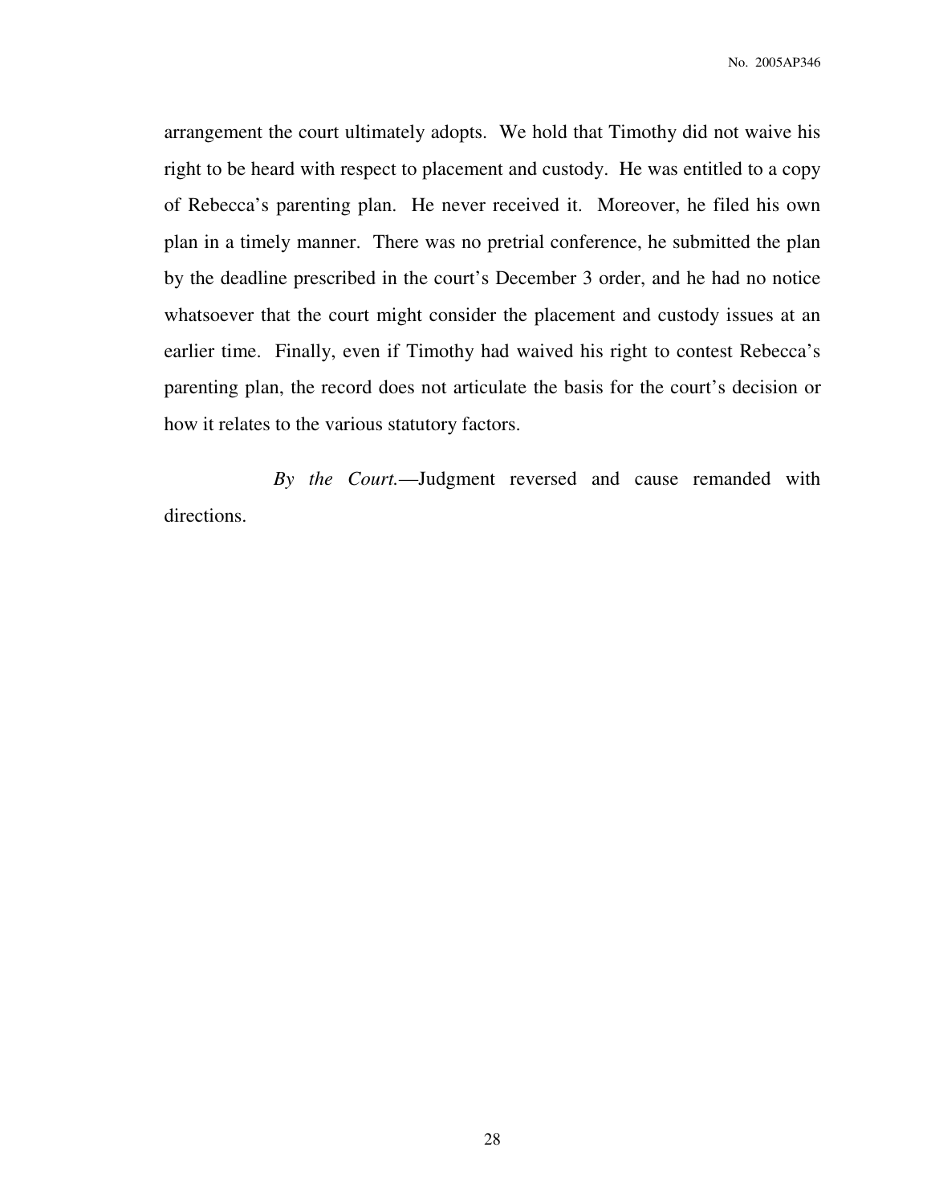arrangement the court ultimately adopts. We hold that Timothy did not waive his right to be heard with respect to placement and custody. He was entitled to a copy of Rebecca's parenting plan. He never received it. Moreover, he filed his own plan in a timely manner. There was no pretrial conference, he submitted the plan by the deadline prescribed in the court's December 3 order, and he had no notice whatsoever that the court might consider the placement and custody issues at an earlier time. Finally, even if Timothy had waived his right to contest Rebecca's parenting plan, the record does not articulate the basis for the court's decision or how it relates to the various statutory factors.

*By the Court.*—Judgment reversed and cause remanded with directions.